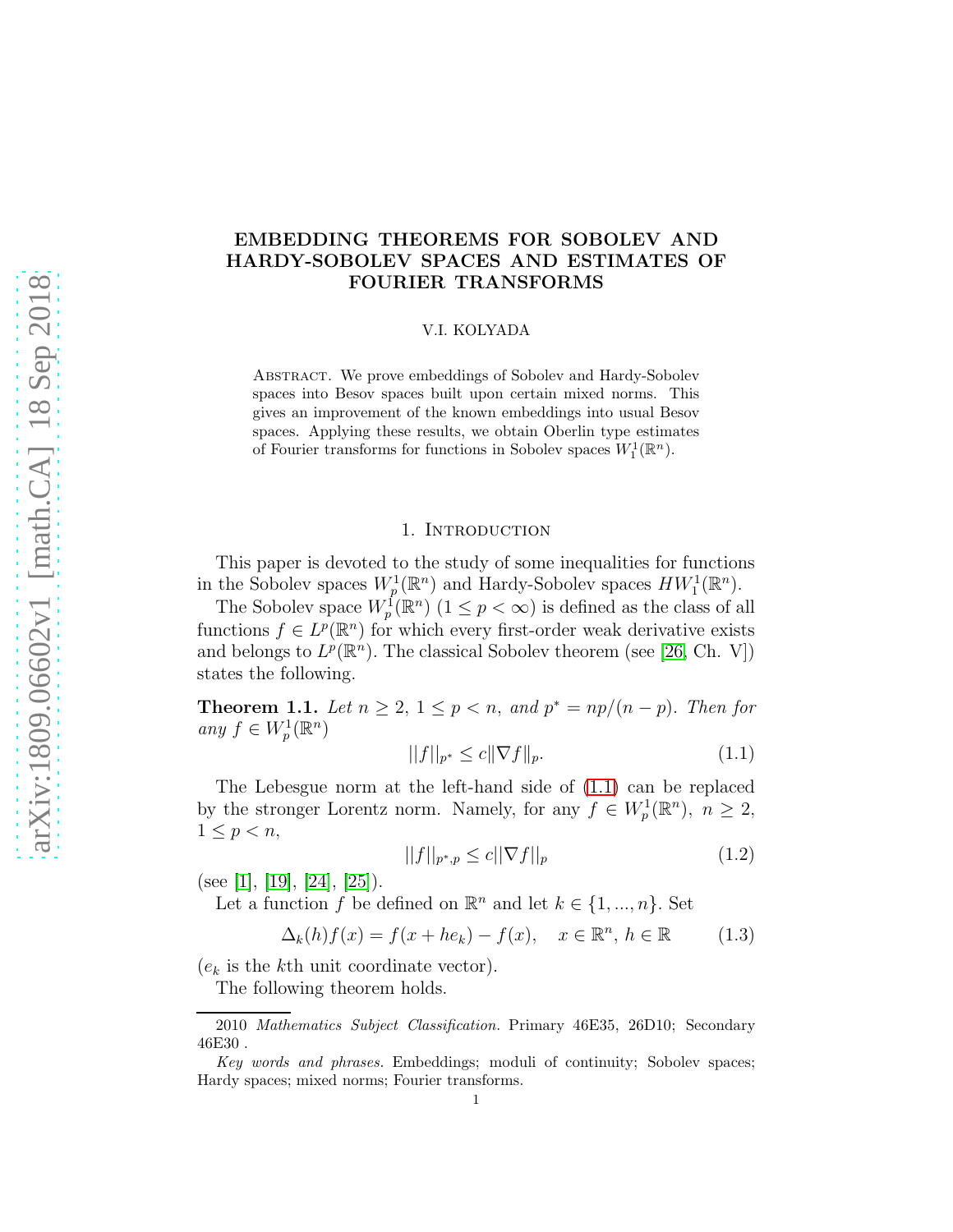# EMBEDDING THEOREMS FOR SOBOLEV AND HARDY-SOBOLEV SPACES AND ESTIMATES OF FOURIER TRANSFORMS

V.I. KOLYADA

Abstract. We prove embeddings of Sobolev and Hardy-Sobolev spaces into Besov spaces built upon certain mixed norms. This gives an improvement of the known embeddings into usual Besov spaces. Applying these results, we obtain Oberlin type estimates of Fourier transforms for functions in Sobolev spaces $W_1^1(\mathbb{R}^n)$.

## 1. Introduction

This paper is devoted to the study of some inequalities for functions in the Sobolev spaces $W_p^1(\mathbb{R}^n)$ and Hardy-Sobolev spaces $HW_1^1(\mathbb{R}^n)$.

The Sobolev space $W_p^1(\mathbb{R}^n)$ $(1 \le p < \infty)$ is defined as the class of all functions $f \in L^p(\mathbb{R}^n)$ for which every first-order weak derivative exists and belongs to $L^p(\mathbb{R}^n)$. The classical Sobolev theorem (see [26, Ch. V]) states the following.

**Theorem 1.1.** *Let $n \ge 2$, $1 \le p < n$, and $p^* = np/(n-p)$. Then for any $f \in W_p^1(\mathbb{R}^n)$*

$$||f||_{p^*} \le c\|\nabla f\|_p. \tag{1.1}$$

The Lebesgue norm at the left-hand side of (1.1) can be replaced by the stronger Lorentz norm. Namely, for any $f \in W_p^1(\mathbb{R}^n)$, $n \ge 2$, $1 \le p < n$,

$$||f||_{p^*,p} \le c||\nabla f||_p \tag{1.2}$$

(see [1], [19], [24], [25]).

Let a function $f$ be defined on $\mathbb{R}^n$ and let $k \in \{1, ..., n\}$. Set

$$\Delta_k(h)f(x) = f(x + he_k) - f(x), \quad x \in \mathbb{R}^n, \, h \in \mathbb{R} \tag{1.3}$$

($e_k$ is the $k$th unit coordinate vector).

The following theorem holds.

---

2010 *Mathematics Subject Classification.* Primary 46E35, 26D10; Secondary 46E30 .

*Key words and phrases.* Embeddings; moduli of continuity; Sobolev spaces; Hardy spaces; mixed norms; Fourier transforms.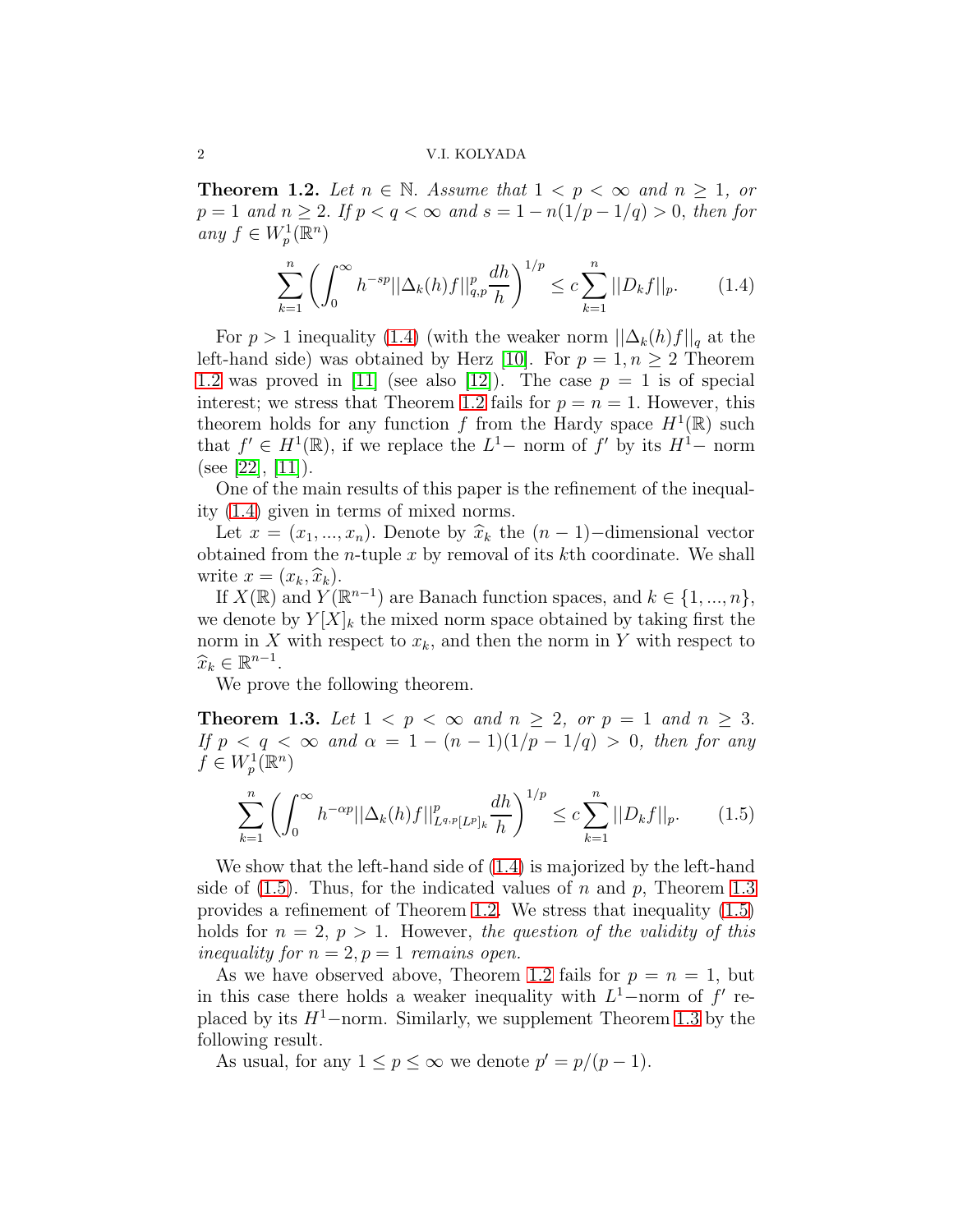**Theorem 1.2.** *Let $n \in \mathbb{N}$. Assume that $1 < p < \infty$ and $n \geq 1$, or $p = 1$ and $n \geq 2$. If $p < q < \infty$ and $s = 1 - n(1/p - 1/q) > 0$, then for any $f \in W_p^1(\mathbb{R}^n)$*

$$\sum_{k=1}^{n} \left( \int_0^\infty h^{-sp} ||\Delta_k(h)f||_{q,p}^p \frac{dh}{h} \right)^{1/p} \leq c \sum_{k=1}^{n} ||D_k f||_p. \tag{1.4}$$

For $p > 1$ inequality (1.4) (with the weaker norm $||\Delta_k(h)f||_q$ at the left-hand side) was obtained by Herz [10]. For $p = 1, n \geq 2$ Theorem 1.2 was proved in [11] (see also [12]). The case $p = 1$ is of special interest; we stress that Theorem 1.2 fails for $p = n = 1$. However, this theorem holds for any function $f$ from the Hardy space $H^1(\mathbb{R})$ such that $f' \in H^1(\mathbb{R})$, if we replace the $L^1-$ norm of $f'$ by its $H^1-$ norm (see [22], [11]).

One of the main results of this paper is the refinement of the inequality (1.4) given in terms of mixed norms.

Let $x = (x_1, ..., x_n)$. Denote by $\widehat{x}_k$ the $(n-1)-$dimensional vector obtained from the $n$-tuple $x$ by removal of its $k$th coordinate. We shall write $x = (x_k, \widehat{x}_k)$.

If $X(\mathbb{R})$ and $Y(\mathbb{R}^{n-1})$ are Banach function spaces, and $k \in \{1, ..., n\}$, we denote by $Y[X]_k$ the mixed norm space obtained by taking first the norm in $X$ with respect to $x_k$, and then the norm in $Y$ with respect to $\widehat{x}_k \in \mathbb{R}^{n-1}$.

We prove the following theorem.

**Theorem 1.3.** *Let $1 < p < \infty$ and $n \geq 2$, or $p = 1$ and $n \geq 3$. If $p < q < \infty$ and $\alpha = 1 - (n-1)(1/p - 1/q) > 0$, then for any $f \in W_p^1(\mathbb{R}^n)$*

$$\sum_{k=1}^{n} \left( \int_0^\infty h^{-\alpha p} ||\Delta_k(h)f||_{L^{q,p}[L^p]_k}^p \frac{dh}{h} \right)^{1/p} \leq c \sum_{k=1}^{n} ||D_k f||_p. \tag{1.5}$$

We show that the left-hand side of (1.4) is majorized by the left-hand side of (1.5). Thus, for the indicated values of $n$ and $p$, Theorem 1.3 provides a refinement of Theorem 1.2. We stress that inequality (1.5) holds for $n = 2$, $p > 1$. However, *the question of the validity of this inequality for $n = 2, p = 1$ remains open.*

As we have observed above, Theorem 1.2 fails for $p = n = 1$, but in this case there holds a weaker inequality with $L^1-$norm of $f'$ replaced by its $H^1-$norm. Similarly, we supplement Theorem 1.3 by the following result.

As usual, for any $1 \leq p \leq \infty$ we denote $p' = p/(p-1)$.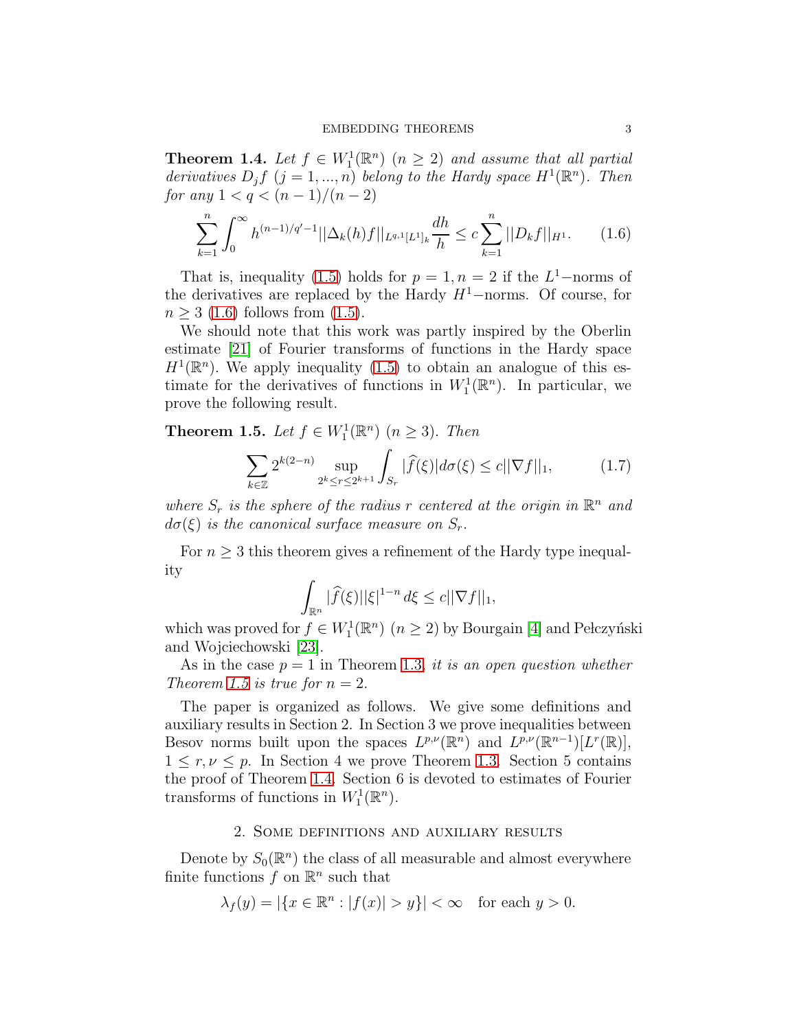**Theorem 1.4.** *Let $f \in W_1^1(\mathbb{R}^n)$ $(n \geq 2)$ and assume that all partial derivatives $D_j f$ $(j = 1, ..., n)$ belong to the Hardy space $H^1(\mathbb{R}^n)$. Then for any $1 < q < (n-1)/(n-2)$*

$$\sum_{k=1}^{n} \int_0^\infty h^{(n-1)/q'-1} ||\Delta_k(h) f||_{L^{q,1}[L^1]_k} \frac{dh}{h} \leq c \sum_{k=1}^{n} ||D_k f||_{H^1}. \tag{1.6}$$

That is, inequality (1.5) holds for $p = 1, n = 2$ if the $L^1-$norms of the derivatives are replaced by the Hardy $H^1-$norms. Of course, for $n \geq 3$ (1.6) follows from (1.5).

We should note that this work was partly inspired by the Oberlin estimate [21] of Fourier transforms of functions in the Hardy space $H^1(\mathbb{R}^n)$. We apply inequality (1.5) to obtain an analogue of this estimate for the derivatives of functions in $W_1^1(\mathbb{R}^n)$. In particular, we prove the following result.

**Theorem 1.5.** *Let $f \in W_1^1(\mathbb{R}^n)$ $(n \geq 3)$. Then*

$$\sum_{k \in \mathbb{Z}} 2^{k(2-n)} \sup_{2^k \leq r \leq 2^{k+1}} \int_{S_r} |\widehat{f}(\xi)| d\sigma(\xi) \leq c||\nabla f||_1, \tag{1.7}$$

*where $S_r$ is the sphere of the radius $r$ centered at the origin in $\mathbb{R}^n$ and $d\sigma(\xi)$ is the canonical surface measure on $S_r$.*

For $n \geq 3$ this theorem gives a refinement of the Hardy type inequality

$$\int_{\mathbb{R}^n} |\widehat{f}(\xi)||\xi|^{1-n} \, d\xi \leq c||\nabla f||_1,$$

which was proved for $f \in W_1^1(\mathbb{R}^n)$ $(n \geq 2)$ by Bourgain [4] and Pełczyński and Wojciechowski [23].

As in the case $p = 1$ in Theorem 1.3, *it is an open question whether Theorem 1.5 is true for $n = 2$.*

The paper is organized as follows. We give some definitions and auxiliary results in Section 2. In Section 3 we prove inequalities between Besov norms built upon the spaces $L^{p,\nu}(\mathbb{R}^n)$ and $L^{p,\nu}(\mathbb{R}^{n-1})[L^r(\mathbb{R})]$, $1 \leq r, \nu \leq p$. In Section 4 we prove Theorem 1.3. Section 5 contains the proof of Theorem 1.4. Section 6 is devoted to estimates of Fourier transforms of functions in $W_1^1(\mathbb{R}^n)$.

## 2. Some definitions and auxiliary results

Denote by $S_0(\mathbb{R}^n)$ the class of all measurable and almost everywhere finite functions $f$ on $\mathbb{R}^n$ such that

$$\lambda_f(y) = |\{x \in \mathbb{R}^n : |f(x)| > y\}| < \infty \quad \text{for each } y > 0.$$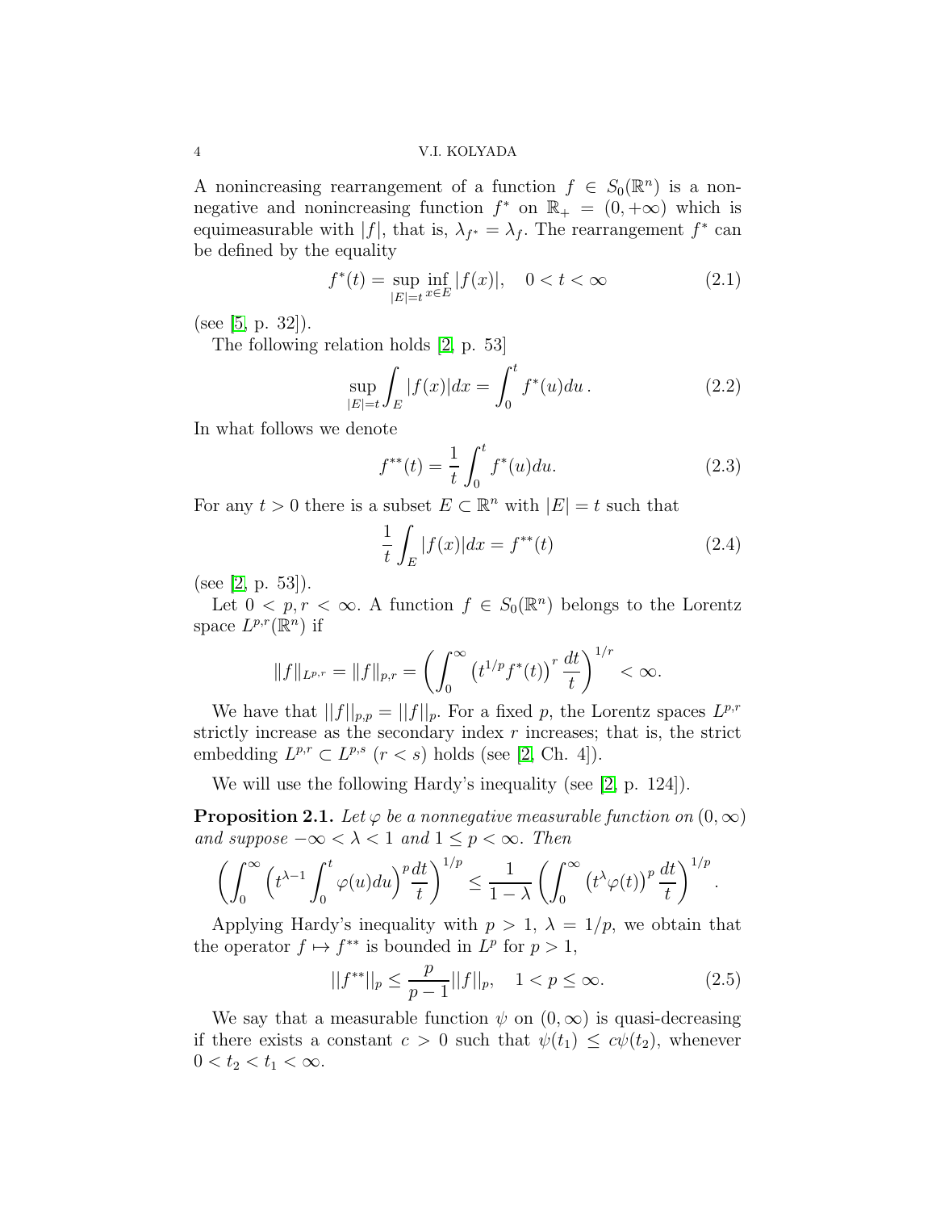A nonincreasing rearrangement of a function $f \in S_0(\mathbb{R}^n)$ is a nonnegative and nonincreasing function $f^*$ on $\mathbb{R}_+ = (0, +\infty)$ which is equimeasurable with $|f|$, that is, $\lambda_{f^*} = \lambda_f$. The rearrangement $f^*$ can be defined by the equality

$$f^*(t) = \sup_{|E|=t} \inf_{x \in E} |f(x)|, \quad 0 < t < \infty \tag{2.1}$$

(see [5, p. 32]).

The following relation holds [2, p. 53]

$$\sup_{|E|=t} \int_E |f(x)| dx = \int_0^t f^*(u) du \,. \tag{2.2}$$

In what follows we denote

$$f^{**}(t) = \frac{1}{t} \int_0^t f^*(u) du. \tag{2.3}$$

For any $t > 0$ there is a subset $E \subset \mathbb{R}^n$ with $|E| = t$ such that

$$\frac{1}{t} \int_E |f(x)| dx = f^{**}(t) \tag{2.4}$$

(see [2, p. 53]).

Let $0 < p, r < \infty$. A function $f \in S_0(\mathbb{R}^n)$ belongs to the Lorentz space $L^{p,r}(\mathbb{R}^n)$ if

$$\|f\|_{L^{p,r}} = \|f\|_{p,r} = \left( \int_0^\infty \left( t^{1/p} f^*(t) \right)^r \frac{dt}{t} \right)^{1/r} < \infty.$$

We have that $||f||_{p,p} = ||f||_p$. For a fixed $p$, the Lorentz spaces $L^{p,r}$ strictly increase as the secondary index $r$ increases; that is, the strict embedding $L^{p,r} \subset L^{p,s}$ $(r < s)$ holds (see [2, Ch. 4]).

We will use the following Hardy's inequality (see [2, p. 124]).

**Proposition 2.1.** *Let $\varphi$ be a nonnegative measurable function on $(0, \infty)$ and suppose $-\infty < \lambda < 1$ and $1 \le p < \infty$. Then*

$$\left( \int_0^\infty \left( t^{\lambda - 1} \int_0^t \varphi(u) du \right)^p \frac{dt}{t} \right)^{1/p} \le \frac{1}{1 - \lambda} \left( \int_0^\infty \left( t^\lambda \varphi(t) \right)^p \frac{dt}{t} \right)^{1/p}.$$

Applying Hardy's inequality with $p > 1$, $\lambda = 1/p$, we obtain that the operator $f \mapsto f^{**}$ is bounded in $L^p$ for $p > 1$,

$$||f^{**}||_p \le \frac{p}{p-1} ||f||_p, \quad 1 < p \le \infty. \tag{2.5}$$

We say that a measurable function $\psi$ on $(0, \infty)$ is quasi-decreasing if there exists a constant $c > 0$ such that $\psi(t_1) \le c\psi(t_2)$, whenever $0 < t_2 < t_1 < \infty$.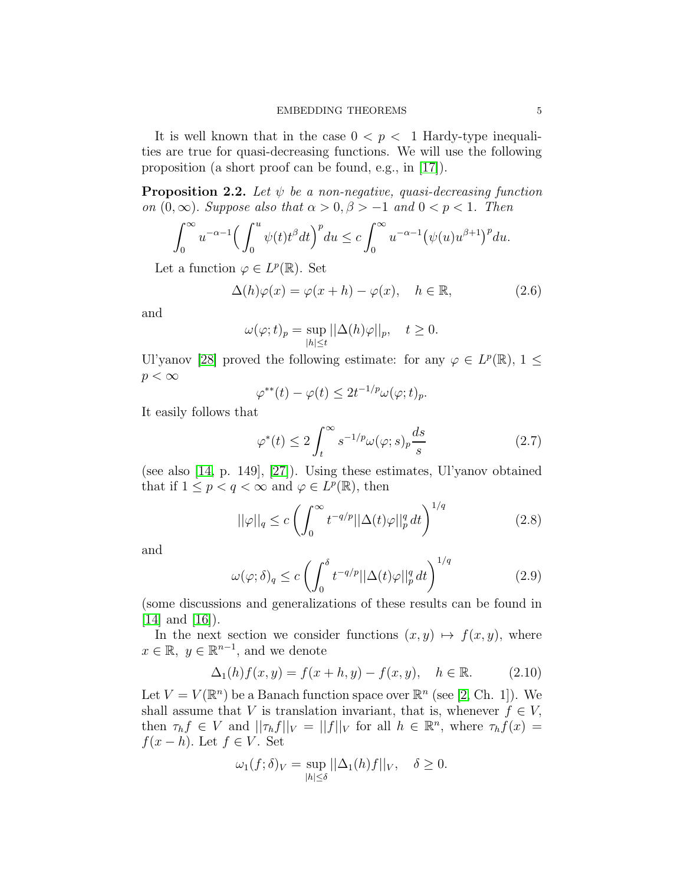It is well known that in the case $0 < p < 1$ Hardy-type inequalities are true for quasi-decreasing functions. We will use the following proposition (a short proof can be found, e.g., in [17]).

**Proposition 2.2.** *Let $\psi$ be a non-negative, quasi-decreasing function on $(0,\infty)$. Suppose also that $\alpha > 0, \beta > -1$ and $0 < p < 1$. Then*

$$\int_0^\infty u^{-\alpha-1}\Big(\int_0^u \psi(t)t^\beta dt\Big)^p du \le c\int_0^\infty u^{-\alpha-1}\big(\psi(u)u^{\beta+1}\big)^p du.$$

Let a function $\varphi \in L^p(\mathbb{R})$. Set

$$\Delta(h)\varphi(x) = \varphi(x+h) - \varphi(x), \quad h \in \mathbb{R}, \tag{2.6}$$

and

$$\omega(\varphi;t)_p = \sup_{|h|\le t} ||\Delta(h)\varphi||_p, \quad t \ge 0.$$

Ul'yanov [28] proved the following estimate: for any $\varphi \in L^p(\mathbb{R})$, $1 \le p < \infty$

$$\varphi^{**}(t) - \varphi(t) \le 2t^{-1/p}\omega(\varphi;t)_p.$$

It easily follows that

$$\varphi^*(t) \le 2\int_t^\infty s^{-1/p}\omega(\varphi;s)_p \frac{ds}{s} \tag{2.7}$$

(see also [14, p. 149], [27]). Using these estimates, Ul'yanov obtained that if $1 \le p < q < \infty$ and $\varphi \in L^p(\mathbb{R})$, then

$$||\varphi||_q \le c\left(\int_0^\infty t^{-q/p}||\Delta(t)\varphi||_p^q \, dt\right)^{1/q} \tag{2.8}$$

and

$$\omega(\varphi;\delta)_q \le c\left(\int_0^\delta t^{-q/p}||\Delta(t)\varphi||_p^q \, dt\right)^{1/q} \tag{2.9}$$

(some discussions and generalizations of these results can be found in [14] and [16]).

In the next section we consider functions $(x,y) \mapsto f(x,y)$, where $x \in \mathbb{R},\ y \in \mathbb{R}^{n-1}$, and we denote

$$\Delta_1(h)f(x,y) = f(x+h,y) - f(x,y), \quad h \in \mathbb{R}. \tag{2.10}$$

Let $V = V(\mathbb{R}^n)$ be a Banach function space over $\mathbb{R}^n$ (see [2, Ch. 1]). We shall assume that $V$ is translation invariant, that is, whenever $f \in V$, then $\tau_h f \in V$ and $||\tau_h f||_V = ||f||_V$ for all $h \in \mathbb{R}^n$, where $\tau_h f(x) = f(x-h)$. Let $f \in V$. Set

$$\omega_1(f;\delta)_V = \sup_{|h|\le\delta} ||\Delta_1(h)f||_V, \quad \delta \ge 0.$$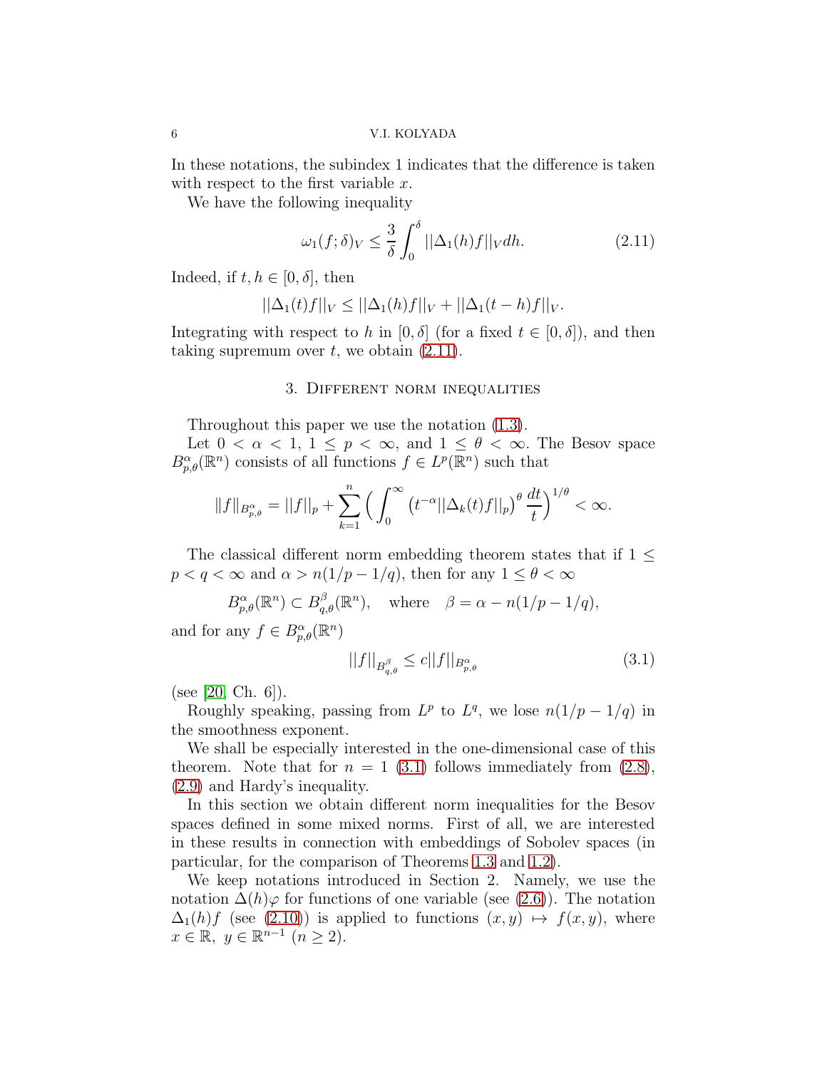In these notations, the subindex 1 indicates that the difference is taken with respect to the first variable $x$.

We have the following inequality

$$\omega_1(f;\delta)_V \le \frac{3}{\delta}\int_0^\delta ||\Delta_1(h)f||_V dh. \tag{2.11}$$

Indeed, if $t,h\in[0,\delta]$, then

$$||\Delta_1(t)f||_V \le ||\Delta_1(h)f||_V + ||\Delta_1(t-h)f||_V.$$

Integrating with respect to $h$ in $[0,\delta]$ (for a fixed $t\in[0,\delta]$), and then taking supremum over $t$, we obtain (2.11).

## 3. Different norm inequalities

Throughout this paper we use the notation (1.3).

Let $0<\alpha<1$, $1\le p<\infty$, and $1\le\theta<\infty$. The Besov space $B^\alpha_{p,\theta}(\mathbb{R}^n)$ consists of all functions $f\in L^p(\mathbb{R}^n)$ such that

$$\|f\|_{B^\alpha_{p,\theta}} = ||f||_p + \sum_{k=1}^n \Big(\int_0^\infty \big(t^{-\alpha}||\Delta_k(t)f||_p\big)^\theta \frac{dt}{t}\Big)^{1/\theta} < \infty.$$

The classical different norm embedding theorem states that if $1\le p<q<\infty$ and $\alpha>n(1/p-1/q)$, then for any $1\le\theta<\infty$

$$B^\alpha_{p,\theta}(\mathbb{R}^n)\subset B^\beta_{q,\theta}(\mathbb{R}^n), \quad \text{where} \quad \beta=\alpha-n(1/p-1/q),$$

and for any $f\in B^\alpha_{p,\theta}(\mathbb{R}^n)$

$$||f||_{B^\beta_{q,\theta}} \le c||f||_{B^\alpha_{p,\theta}} \tag{3.1}$$

(see [20, Ch. 6]).

Roughly speaking, passing from $L^p$ to $L^q$, we lose $n(1/p-1/q)$ in the smoothness exponent.

We shall be especially interested in the one-dimensional case of this theorem. Note that for $n=1$ (3.1) follows immediately from (2.8), (2.9) and Hardy's inequality.

In this section we obtain different norm inequalities for the Besov spaces defined in some mixed norms. First of all, we are interested in these results in connection with embeddings of Sobolev spaces (in particular, for the comparison of Theorems 1.3 and 1.2).

We keep notations introduced in Section 2. Namely, we use the notation $\Delta(h)\varphi$ for functions of one variable (see (2.6)). The notation $\Delta_1(h)f$ (see (2.10)) is applied to functions $(x,y)\mapsto f(x,y)$, where $x\in\mathbb{R},\ y\in\mathbb{R}^{n-1}$ $(n\ge 2)$.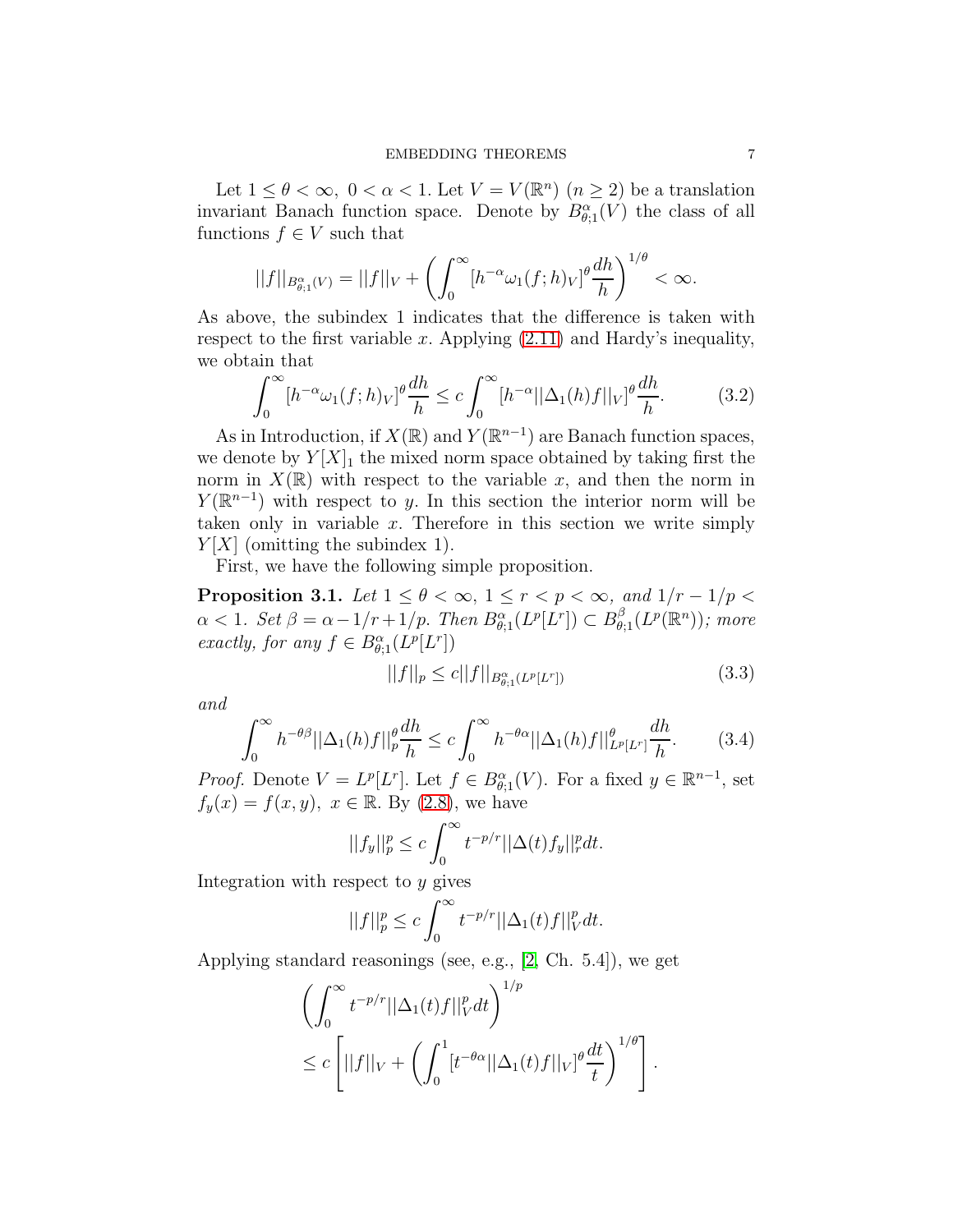Let $1 \leq \theta < \infty,\ 0 < \alpha < 1$. Let $V = V(\mathbb{R}^n)$ $(n \geq 2)$ be a translation invariant Banach function space. Denote by $B^\alpha_{\theta;1}(V)$ the class of all functions $f \in V$ such that

$$||f||_{B^\alpha_{\theta;1}(V)} = ||f||_V + \left(\int_0^\infty [h^{-\alpha}\omega_1(f;h)_V]^\theta \frac{dh}{h}\right)^{1/\theta} < \infty.$$

As above, the subindex 1 indicates that the difference is taken with respect to the first variable $x$. Applying (2.11) and Hardy's inequality, we obtain that

$$\int_0^\infty [h^{-\alpha}\omega_1(f;h)_V]^\theta \frac{dh}{h} \leq c \int_0^\infty [h^{-\alpha}||\Delta_1(h)f||_V]^\theta \frac{dh}{h}. \tag{3.2}$$

As in Introduction, if $X(\mathbb{R})$ and $Y(\mathbb{R}^{n-1})$ are Banach function spaces, we denote by $Y[X]_1$ the mixed norm space obtained by taking first the norm in $X(\mathbb{R})$ with respect to the variable $x$, and then the norm in $Y(\mathbb{R}^{n-1})$ with respect to $y$. In this section the interior norm will be taken only in variable $x$. Therefore in this section we write simply $Y[X]$ (omitting the subindex 1).

First, we have the following simple proposition.

**Proposition 3.1.** *Let $1 \leq \theta < \infty$, $1 \leq r < p < \infty$, and $1/r - 1/p < \alpha < 1$. Set $\beta = \alpha - 1/r + 1/p$. Then $B^\alpha_{\theta;1}(L^p[L^r]) \subset B^\beta_{\theta;1}(L^p(\mathbb{R}^n))$; more exactly, for any $f \in B^\alpha_{\theta;1}(L^p[L^r])$*

$$||f||_p \leq c||f||_{B^\alpha_{\theta;1}(L^p[L^r])} \tag{3.3}$$

*and*

$$\int_0^\infty h^{-\theta\beta}||\Delta_1(h)f||_p^\theta \frac{dh}{h} \leq c \int_0^\infty h^{-\theta\alpha}||\Delta_1(h)f||^\theta_{L^p[L^r]} \frac{dh}{h}. \tag{3.4}$$

*Proof.* Denote $V = L^p[L^r]$. Let $f \in B^\alpha_{\theta;1}(V)$. For a fixed $y \in \mathbb{R}^{n-1}$, set $f_y(x) = f(x,y),\ x \in \mathbb{R}$. By (2.8), we have

$$||f_y||_p^p \leq c \int_0^\infty t^{-p/r}||\Delta(t)f_y||_r^p dt.$$

Integration with respect to $y$ gives

$$||f||_p^p \leq c \int_0^\infty t^{-p/r}||\Delta_1(t)f||_V^p dt.$$

Applying standard reasonings (see, e.g., [2, Ch. 5.4]), we get

$$\begin{aligned} &\left(\int_0^\infty t^{-p/r}||\Delta_1(t)f||_V^p dt\right)^{1/p} \\ &\leq c\left[||f||_V + \left(\int_0^1 [t^{-\theta\alpha}||\Delta_1(t)f||_V]^\theta \frac{dt}{t}\right)^{1/\theta}\right]. \end{aligned}$$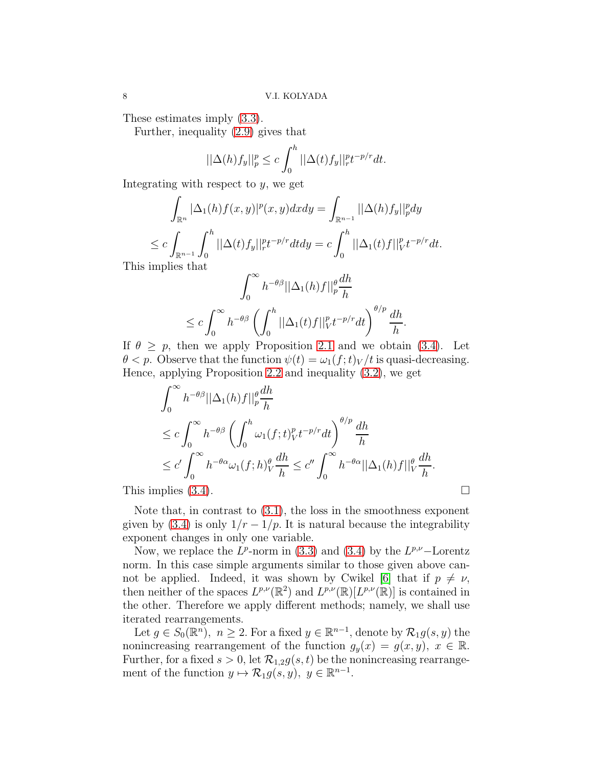These estimates imply (3.3).

Further, inequality (2.9) gives that

$$||\Delta(h)f_y||_p^p \le c\int_0^h ||\Delta(t)f_y||_r^p t^{-p/r}dt.$$

Integrating with respect to $y$, we get

$$\int_{\mathbb{R}^n} |\Delta_1(h)f(x,y)|^p(x,y)dxdy = \int_{\mathbb{R}^{n-1}} ||\Delta(h)f_y||_p^p dy$$

$$\le c\int_{\mathbb{R}^{n-1}}\int_0^h ||\Delta(t)f_y||_r^p t^{-p/r}dtdy = c\int_0^h ||\Delta_1(t)f||_V^p t^{-p/r}dt.$$

This implies that

$$\int_0^\infty h^{-\theta\beta}||\Delta_1(h)f||_p^\theta \frac{dh}{h}$$

$$\le c\int_0^\infty h^{-\theta\beta}\left(\int_0^h ||\Delta_1(t)f||_V^p t^{-p/r}dt\right)^{\theta/p}\frac{dh}{h}.$$

If $\theta \ge p$, then we apply Proposition 2.1 and we obtain (3.4). Let $\theta < p$. Observe that the function $\psi(t) = \omega_1(f;t)_V/t$ is quasi-decreasing. Hence, applying Proposition 2.2 and inequality (3.2), we get

$$\int_0^\infty h^{-\theta\beta}||\Delta_1(h)f||_p^\theta \frac{dh}{h}$$

$$\le c\int_0^\infty h^{-\theta\beta}\left(\int_0^h \omega_1(f;t)_V^p t^{-p/r}dt\right)^{\theta/p}\frac{dh}{h}$$

$$\le c'\int_0^\infty h^{-\theta\alpha}\omega_1(f;h)_V^\theta \frac{dh}{h} \le c''\int_0^\infty h^{-\theta\alpha}||\Delta_1(h)f||_V^\theta \frac{dh}{h}.$$

This implies (3.4). $\square$

Note that, in contrast to (3.1), the loss in the smoothness exponent given by (3.4) is only $1/r - 1/p$. It is natural because the integrability exponent changes in only one variable.

Now, we replace the $L^p$-norm in (3.3) and (3.4) by the $L^{p,\nu}-$Lorentz norm. In this case simple arguments similar to those given above cannot be applied. Indeed, it was shown by Cwikel [6] that if $p \ne \nu$, then neither of the spaces $L^{p,\nu}(\mathbb{R}^2)$ and $L^{p,\nu}(\mathbb{R})[L^{p,\nu}(\mathbb{R})]$ is contained in the other. Therefore we apply different methods; namely, we shall use iterated rearrangements.

Let $g \in S_0(\mathbb{R}^n)$, $n \ge 2$. For a fixed $y \in \mathbb{R}^{n-1}$, denote by $\mathcal{R}_1 g(s,y)$ the nonincreasing rearrangement of the function $g_y(x) = g(x,y)$, $x \in \mathbb{R}$. Further, for a fixed $s > 0$, let $\mathcal{R}_{1,2}g(s,t)$ be the nonincreasing rearrangement of the function $y \mapsto \mathcal{R}_1 g(s,y)$, $y \in \mathbb{R}^{n-1}$.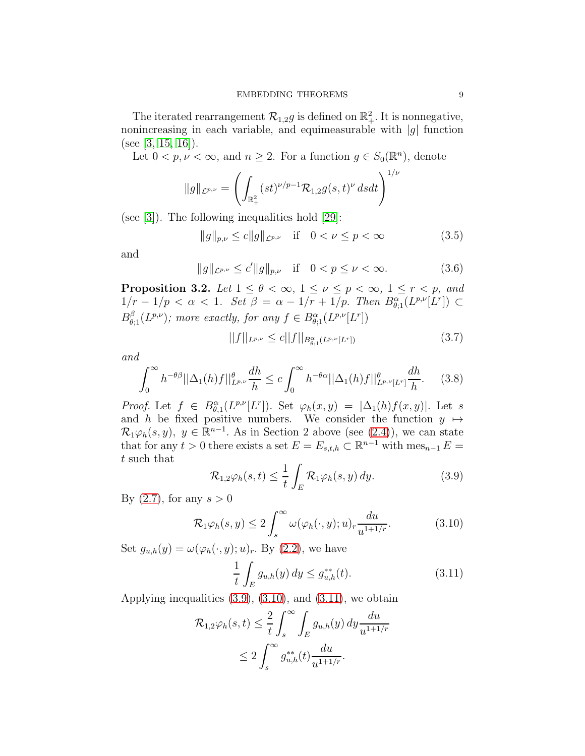The iterated rearrangement $\mathcal{R}_{1,2}g$ is defined on $\mathbb{R}^2_+$. It is nonnegative, nonincreasing in each variable, and equimeasurable with $|g|$ function (see [3, 15, 16]).

Let $0 < p, \nu < \infty$, and $n \geq 2$. For a function $g \in S_0(\mathbb{R}^n)$, denote

$$\|g\|_{\mathcal{L}^{p,\nu}} = \left( \int_{\mathbb{R}^2_+} (st)^{\nu/p-1} \mathcal{R}_{1,2}g(s,t)^\nu \, dsdt \right)^{1/\nu}$$

(see [3]). The following inequalities hold [29]:

$$\|g\|_{p,\nu} \leq c\|g\|_{\mathcal{L}^{p,\nu}} \quad \text{if} \quad 0 < \nu \leq p < \infty \tag{3.5}$$

and

$$\|g\|_{\mathcal{L}^{p,\nu}} \leq c'\|g\|_{p,\nu} \quad \text{if} \quad 0 < p \leq \nu < \infty. \tag{3.6}$$

**Proposition 3.2.** *Let $1 \leq \theta < \infty$, $1 \leq \nu \leq p < \infty$, $1 \leq r < p$, and $1/r - 1/p < \alpha < 1$. Set $\beta = \alpha - 1/r + 1/p$. Then $B^\alpha_{\theta;1}(L^{p,\nu}[L^r]) \subset B^\beta_{\theta;1}(L^{p,\nu})$; more exactly, for any $f \in B^\alpha_{\theta;1}(L^{p,\nu}[L^r])$*

$$||f||_{L^{p,\nu}} \leq c||f||_{B^\alpha_{\theta;1}(L^{p,\nu}[L^r])} \tag{3.7}$$

*and*

$$\int_0^\infty h^{-\theta\beta}||\Delta_1(h)f||^\theta_{L^{p,\nu}} \frac{dh}{h} \leq c \int_0^\infty h^{-\theta\alpha}||\Delta_1(h)f||^\theta_{L^{p,\nu}[L^r]} \frac{dh}{h}. \tag{3.8}$$

*Proof.* Let $f \in B^\alpha_{\theta,1}(L^{p,\nu}[L^r])$. Set $\varphi_h(x,y) = |\Delta_1(h)f(x,y)|$. Let $s$ and $h$ be fixed positive numbers. We consider the function $y \mapsto \mathcal{R}_1\varphi_h(s,y)$, $y \in \mathbb{R}^{n-1}$. As in Section 2 above (see (2.4)), we can state that for any $t > 0$ there exists a set $E = E_{s,t,h} \subset \mathbb{R}^{n-1}$ with $\text{mes}_{n-1} E = t$ such that

$$\mathcal{R}_{1,2}\varphi_h(s,t) \leq \frac{1}{t} \int_E \mathcal{R}_1\varphi_h(s,y) \, dy. \tag{3.9}$$

By (2.7), for any $s > 0$

$$\mathcal{R}_1\varphi_h(s,y) \leq 2 \int_s^\infty \omega(\varphi_h(\cdot,y);u)_r \frac{du}{u^{1+1/r}}. \tag{3.10}$$

Set $g_{u,h}(y) = \omega(\varphi_h(\cdot,y);u)_r$. By (2.2), we have

$$\frac{1}{t} \int_E g_{u,h}(y) \, dy \leq g^{**}_{u,h}(t). \tag{3.11}$$

Applying inequalities (3.9), (3.10), and (3.11), we obtain

$$\begin{aligned}
\mathcal{R}_{1,2}\varphi_h(s,t) &\leq \frac{2}{t} \int_s^\infty \int_E g_{u,h}(y) \, dy \frac{du}{u^{1+1/r}} \\
&\leq 2 \int_s^\infty g^{**}_{u,h}(t) \frac{du}{u^{1+1/r}}.
\end{aligned}$$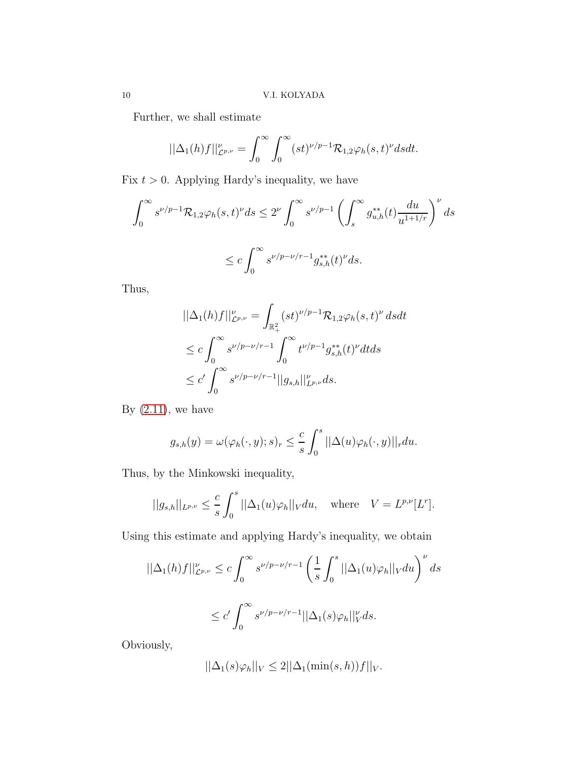Further, we shall estimate

$$||\Delta_1(h)f||^\nu_{\mathcal{L}^{p,\nu}} = \int_0^\infty \int_0^\infty (st)^{\nu/p-1}\mathcal{R}_{1,2}\varphi_h(s,t)^\nu ds dt.$$

Fix $t > 0$. Applying Hardy's inequality, we have

$$\int_0^\infty s^{\nu/p-1}\mathcal{R}_{1,2}\varphi_h(s,t)^\nu ds \le 2^\nu \int_0^\infty s^{\nu/p-1}\left(\int_s^\infty g^{**}_{u,h}(t)\frac{du}{u^{1+1/r}}\right)^\nu ds$$

$$\le c\int_0^\infty s^{\nu/p-\nu/r-1}g^{**}_{s,h}(t)^\nu ds.$$

Thus,

$$\begin{aligned}
||\Delta_1(h)f||^\nu_{\mathcal{L}^{p,\nu}} &= \int_{\mathbb{R}^2_+}(st)^{\nu/p-1}\mathcal{R}_{1,2}\varphi_h(s,t)^\nu \, ds dt \\
&\le c\int_0^\infty s^{\nu/p-\nu/r-1}\int_0^\infty t^{\nu/p-1}g^{**}_{s,h}(t)^\nu dt ds \\
&\le c'\int_0^\infty s^{\nu/p-\nu/r-1}||g_{s,h}||^\nu_{L^{p,\nu}} ds.
\end{aligned}$$

By (2.11), we have

$$g_{s,h}(y) = \omega(\varphi_h(\cdot,y);s)_r \le \frac{c}{s}\int_0^s ||\Delta(u)\varphi_h(\cdot,y)||_r du.$$

Thus, by the Minkowski inequality,

$$||g_{s,h}||_{L^{p,\nu}} \le \frac{c}{s}\int_0^s ||\Delta_1(u)\varphi_h||_V du, \quad \text{where} \quad V = L^{p,\nu}[L^r].$$

Using this estimate and applying Hardy's inequality, we obtain

$$||\Delta_1(h)f||^\nu_{\mathcal{L}^{p,\nu}} \le c\int_0^\infty s^{\nu/p-\nu/r-1}\left(\frac{1}{s}\int_0^s ||\Delta_1(u)\varphi_h||_V du\right)^\nu ds$$

$$\le c'\int_0^\infty s^{\nu/p-\nu/r-1}||\Delta_1(s)\varphi_h||^\nu_V ds.$$

Obviously,

$$||\Delta_1(s)\varphi_h||_V \le 2||\Delta_1(\min(s,h))f||_V.$$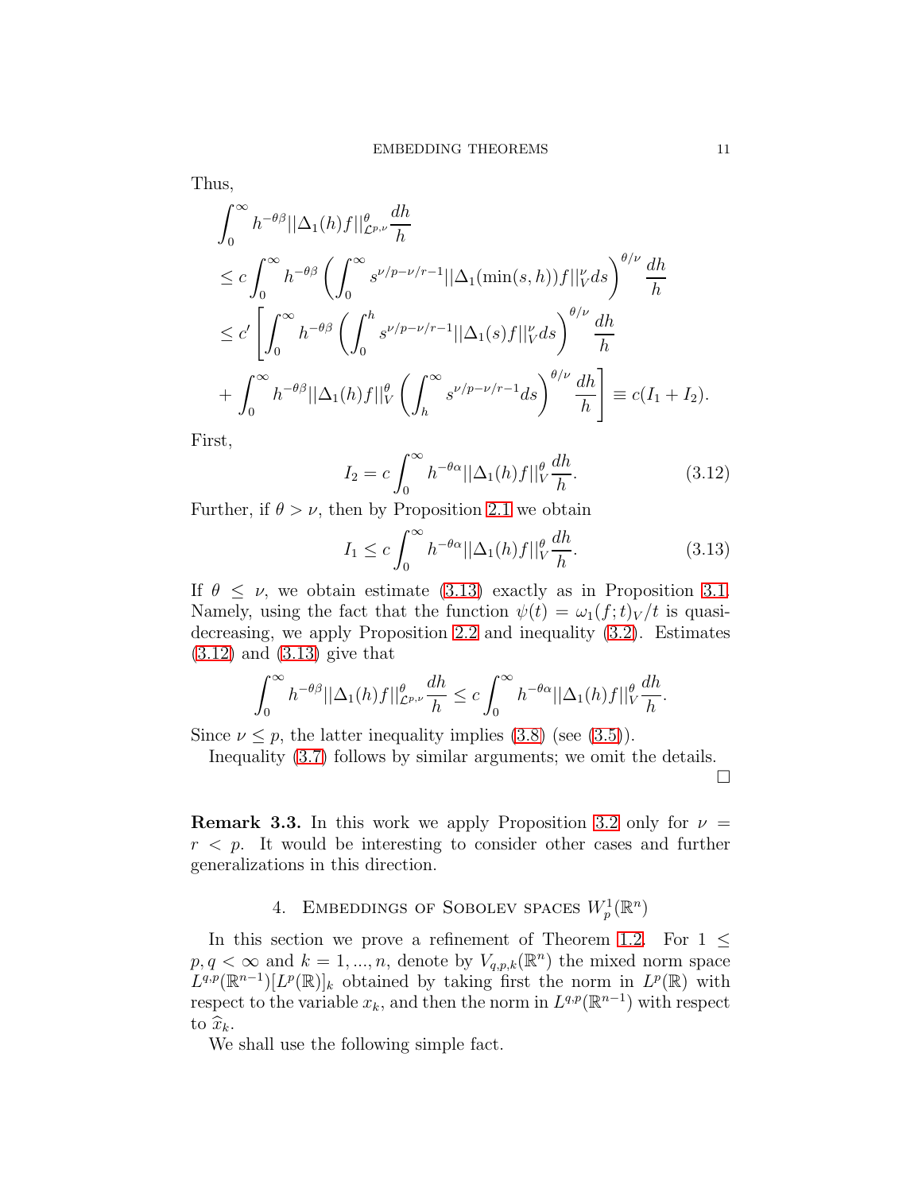Thus,

$$
\begin{aligned}
&\int_0^\infty h^{-\theta\beta}||\Delta_1(h)f||^\theta_{\mathcal{L}^{p,\nu}}\frac{dh}{h}\\
&\le c\int_0^\infty h^{-\theta\beta}\left(\int_0^\infty s^{\nu/p-\nu/r-1}||\Delta_1(\min(s,h))f||_V^\nu ds\right)^{\theta/\nu}\frac{dh}{h}\\
&\le c'\left[\int_0^\infty h^{-\theta\beta}\left(\int_0^h s^{\nu/p-\nu/r-1}||\Delta_1(s)f||_V^\nu ds\right)^{\theta/\nu}\frac{dh}{h}\right.\\
&\left.+\int_0^\infty h^{-\theta\beta}||\Delta_1(h)f||_V^\theta\left(\int_h^\infty s^{\nu/p-\nu/r-1}ds\right)^{\theta/\nu}\frac{dh}{h}\right]\equiv c(I_1+I_2).
\end{aligned}
$$

First,

$$
I_2 = c\int_0^\infty h^{-\theta\alpha}||\Delta_1(h)f||_V^\theta\frac{dh}{h}. \tag{3.12}
$$

Further, if $\theta>\nu$, then by Proposition 2.1 we obtain

$$
I_1 \le c\int_0^\infty h^{-\theta\alpha}||\Delta_1(h)f||_V^\theta\frac{dh}{h}. \tag{3.13}
$$

If $\theta\le\nu$, we obtain estimate (3.13) exactly as in Proposition 3.1. Namely, using the fact that the function $\psi(t)=\omega_1(f;t)_V/t$ is quasi-decreasing, we apply Proposition 2.2 and inequality (3.2). Estimates (3.12) and (3.13) give that

$$
\int_0^\infty h^{-\theta\beta}||\Delta_1(h)f||^\theta_{\mathcal{L}^{p,\nu}}\frac{dh}{h}\le c\int_0^\infty h^{-\theta\alpha}||\Delta_1(h)f||_V^\theta\frac{dh}{h}.
$$

Since $\nu\le p$, the latter inequality implies (3.8) (see (3.5)).

Inequality (3.7) follows by similar arguments; we omit the details. □

**Remark 3.3.** In this work we apply Proposition 3.2 only for $\nu = r < p$. It would be interesting to consider other cases and further generalizations in this direction.

## 4. Embeddings of Sobolev spaces $W_p^1(\mathbb{R}^n)$

In this section we prove a refinement of Theorem 1.2. For $1\le p,q<\infty$ and $k=1,...,n$, denote by $V_{q,p,k}(\mathbb{R}^n)$ the mixed norm space $L^{q,p}(\mathbb{R}^{n-1})[L^p(\mathbb{R})]_k$ obtained by taking first the norm in $L^p(\mathbb{R})$ with respect to the variable $x_k$, and then the norm in $L^{q,p}(\mathbb{R}^{n-1})$ with respect to $\widehat{x}_k$.

We shall use the following simple fact.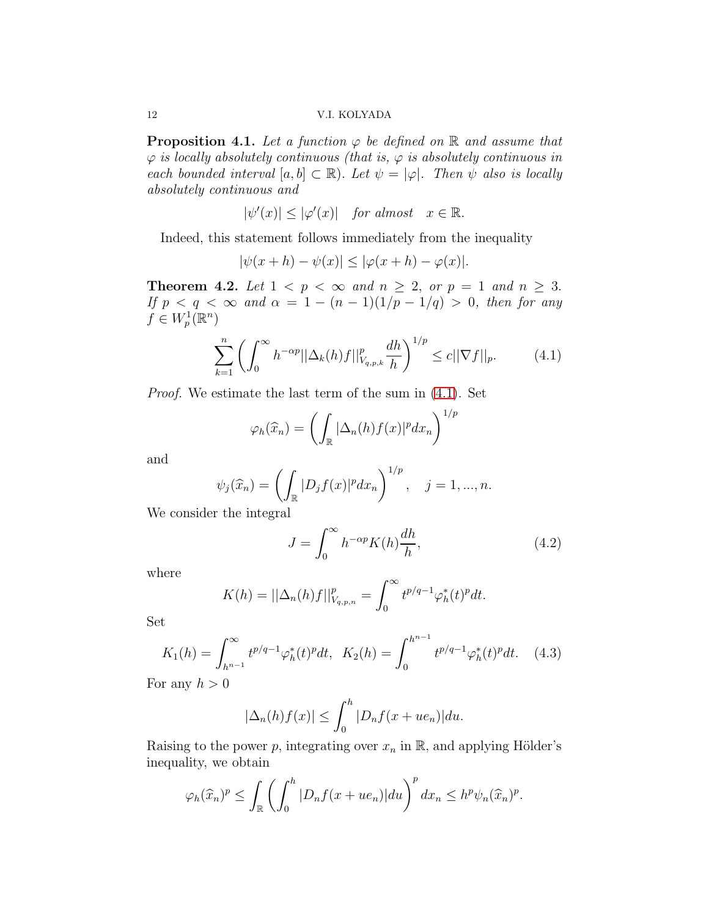**Proposition 4.1.** *Let a function $\varphi$ be defined on $\mathbb{R}$ and assume that $\varphi$ is locally absolutely continuous (that is, $\varphi$ is absolutely continuous in each bounded interval $[a,b] \subset \mathbb{R}$). Let $\psi = |\varphi|$. Then $\psi$ also is locally absolutely continuous and*

$$|\psi'(x)| \le |\varphi'(x)| \quad \textit{for almost} \quad x \in \mathbb{R}.$$

Indeed, this statement follows immediately from the inequality

$$|\psi(x+h) - \psi(x)| \le |\varphi(x+h) - \varphi(x)|.$$

**Theorem 4.2.** *Let $1 < p < \infty$ and $n \ge 2$, or $p = 1$ and $n \ge 3$. If $p < q < \infty$ and $\alpha = 1 - (n-1)(1/p - 1/q) > 0$, then for any $f \in W_p^1(\mathbb{R}^n)$*

$$\sum_{k=1}^n \left( \int_0^\infty h^{-\alpha p} ||\Delta_k(h)f||^p_{V_{q,p,k}} \frac{dh}{h} \right)^{1/p} \le c||\nabla f||_p. \tag{4.1}$$

*Proof.* We estimate the last term of the sum in (4.1). Set

$$\varphi_h(\widehat{x}_n) = \left( \int_{\mathbb{R}} |\Delta_n(h) f(x)|^p dx_n \right)^{1/p}$$

and

$$\psi_j(\widehat{x}_n) = \left( \int_{\mathbb{R}} |D_j f(x)|^p dx_n \right)^{1/p}, \quad j = 1, ..., n.$$

We consider the integral

$$J = \int_0^\infty h^{-\alpha p} K(h) \frac{dh}{h}, \tag{4.2}$$

where

$$K(h) = ||\Delta_n(h) f||^p_{V_{q,p,n}} = \int_0^\infty t^{p/q-1} \varphi_h^*(t)^p dt.$$

Set

$$K_1(h) = \int_{h^{n-1}}^\infty t^{p/q-1} \varphi_h^*(t)^p dt, \;\; K_2(h) = \int_0^{h^{n-1}} t^{p/q-1} \varphi_h^*(t)^p dt. \tag{4.3}$$

For any $h > 0$

$$|\Delta_n(h) f(x)| \le \int_0^h |D_n f(x + u e_n)| du.$$

Raising to the power $p$, integrating over $x_n$ in $\mathbb{R}$, and applying Hölder's inequality, we obtain

$$\varphi_h(\widehat{x}_n)^p \le \int_{\mathbb{R}} \left( \int_0^h |D_n f(x + u e_n)| du \right)^p dx_n \le h^p \psi_n(\widehat{x}_n)^p.$$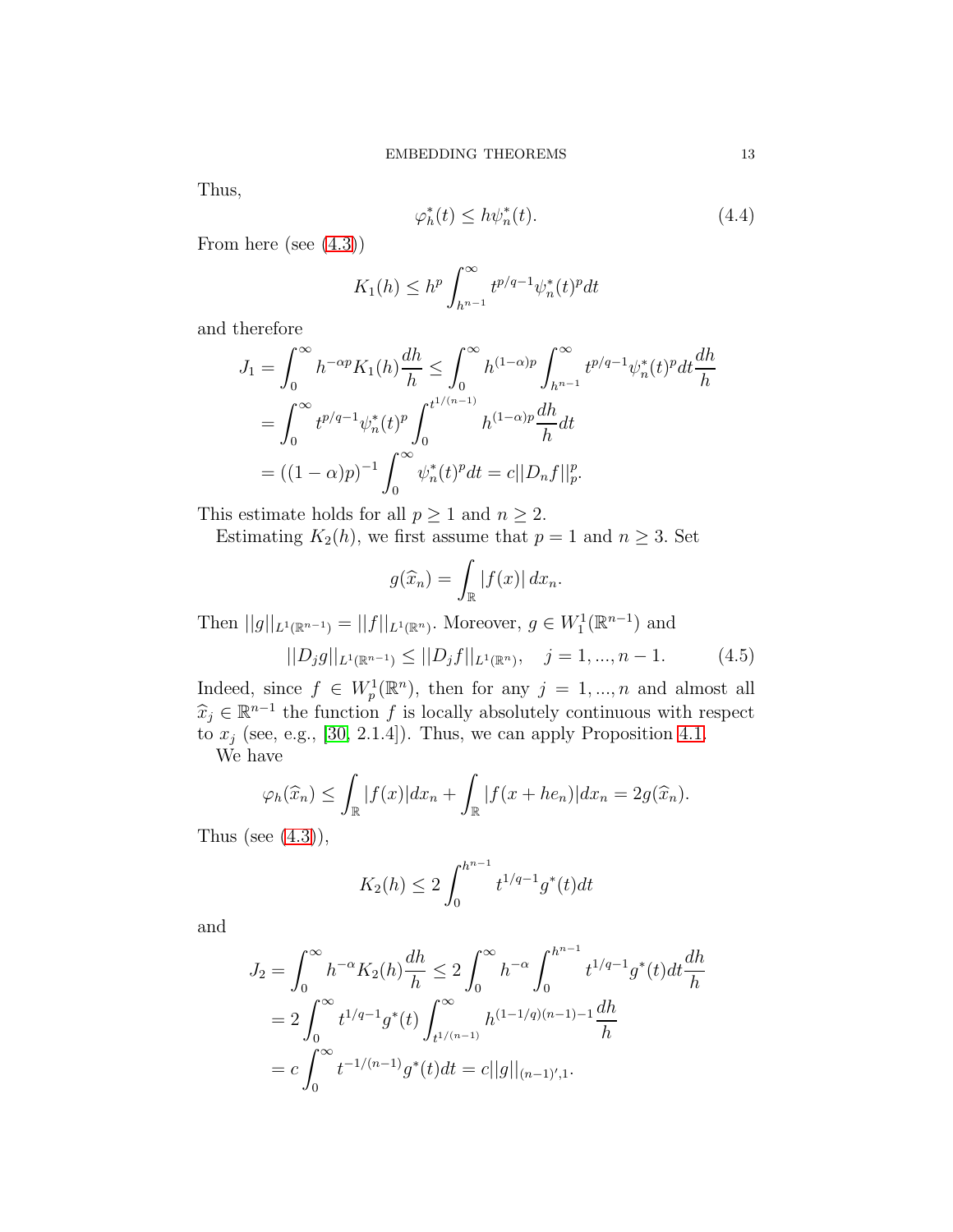Thus,

$$\varphi_h^*(t) \le h\psi_n^*(t). \tag{4.4}$$

From here (see (4.3))

$$K_1(h) \le h^p \int_{h^{n-1}}^\infty t^{p/q-1}\psi_n^*(t)^p dt$$

and therefore

$$\begin{aligned}
J_1 = \int_0^\infty h^{-\alpha p} K_1(h)\frac{dh}{h} &\le \int_0^\infty h^{(1-\alpha)p}\int_{h^{n-1}}^\infty t^{p/q-1}\psi_n^*(t)^p dt \frac{dh}{h} \\
&= \int_0^\infty t^{p/q-1}\psi_n^*(t)^p \int_0^{t^{1/(n-1)}} h^{(1-\alpha)p}\frac{dh}{h}dt \\
&= ((1-\alpha)p)^{-1}\int_0^\infty \psi_n^*(t)^p dt = c||D_n f||_p^p.
\end{aligned}$$

This estimate holds for all $p \ge 1$ and $n \ge 2$.

Estimating $K_2(h)$, we first assume that $p = 1$ and $n \ge 3$. Set

$$g(\widehat{x}_n) = \int_{\mathbb{R}} |f(x)|\, dx_n.$$

Then $||g||_{L^1(\mathbb{R}^{n-1})} = ||f||_{L^1(\mathbb{R}^n)}$. Moreover, $g \in W_1^1(\mathbb{R}^{n-1})$ and

$$||D_j g||_{L^1(\mathbb{R}^{n-1})} \le ||D_j f||_{L^1(\mathbb{R}^n)}, \quad j = 1, ..., n-1. \tag{4.5}$$

Indeed, since $f \in W_p^1(\mathbb{R}^n)$, then for any $j = 1, ..., n$ and almost all $\widehat{x}_j \in \mathbb{R}^{n-1}$ the function $f$ is locally absolutely continuous with respect to $x_j$ (see, e.g., [30, 2.1.4]). Thus, we can apply Proposition 4.1.

We have

$$\varphi_h(\widehat{x}_n) \le \int_{\mathbb{R}} |f(x)| dx_n + \int_{\mathbb{R}} |f(x + he_n)| dx_n = 2g(\widehat{x}_n).$$

Thus (see (4.3)),

$$K_2(h) \le 2\int_0^{h^{n-1}} t^{1/q-1} g^*(t) dt$$

and

$$\begin{aligned}
J_2 = \int_0^\infty h^{-\alpha} K_2(h)\frac{dh}{h} &\le 2\int_0^\infty h^{-\alpha}\int_0^{h^{n-1}} t^{1/q-1} g^*(t) dt \frac{dh}{h} \\
&= 2\int_0^\infty t^{1/q-1} g^*(t)\int_{t^{1/(n-1)}}^\infty h^{(1-1/q)(n-1)-1}\frac{dh}{h} \\
&= c\int_0^\infty t^{-1/(n-1)} g^*(t) dt = c||g||_{(n-1)',1}.
\end{aligned}$$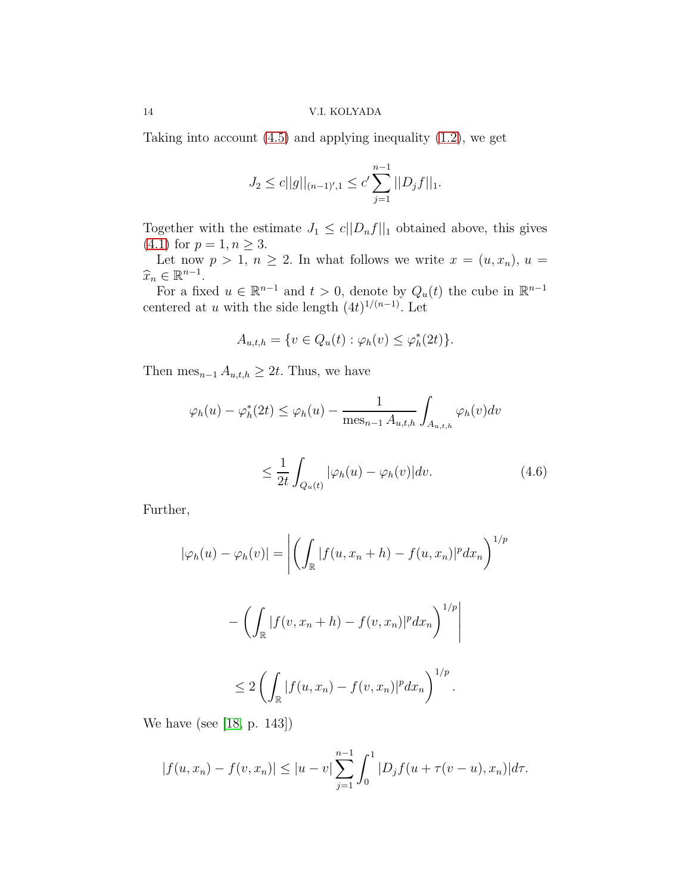Taking into account (4.5) and applying inequality (1.2), we get

$$J_2 \le c||g||_{(n-1)',1} \le c' \sum_{j=1}^{n-1} ||D_j f||_1.$$

Together with the estimate $J_1 \le c||D_n f||_1$ obtained above, this gives (4.1) for $p=1, n \ge 3$.

Let now $p > 1$, $n \ge 2$. In what follows we write $x = (u, x_n)$, $u = \widehat{x}_n \in \mathbb{R}^{n-1}$.

For a fixed $u \in \mathbb{R}^{n-1}$ and $t > 0$, denote by $Q_u(t)$ the cube in $\mathbb{R}^{n-1}$ centered at $u$ with the side length $(4t)^{1/(n-1)}$. Let

$$A_{u,t,h} = \{v \in Q_u(t) : \varphi_h(v) \le \varphi_h^*(2t)\}.$$

Then $\operatorname{mes}_{n-1} A_{u,t,h} \ge 2t$. Thus, we have

$$\varphi_h(u) - \varphi_h^*(2t) \le \varphi_h(u) - \frac{1}{\operatorname{mes}_{n-1} A_{u,t,h}} \int_{A_{u,t,h}} \varphi_h(v) dv$$

$$\le \frac{1}{2t} \int_{Q_u(t)} |\varphi_h(u) - \varphi_h(v)| dv. \tag{4.6}$$

Further,

$$|\varphi_h(u) - \varphi_h(v)| = \left| \left( \int_{\mathbb{R}} |f(u, x_n + h) - f(u, x_n)|^p dx_n \right)^{1/p} \right.$$

$$\left. - \left( \int_{\mathbb{R}} |f(v, x_n + h) - f(v, x_n)|^p dx_n \right)^{1/p} \right|$$

$$\le 2 \left( \int_{\mathbb{R}} |f(u, x_n) - f(v, x_n)|^p dx_n \right)^{1/p}.$$

We have (see [18, p. 143])

$$|f(u, x_n) - f(v, x_n)| \le |u - v| \sum_{j=1}^{n-1} \int_0^1 |D_j f(u + \tau(v-u), x_n)| d\tau.$$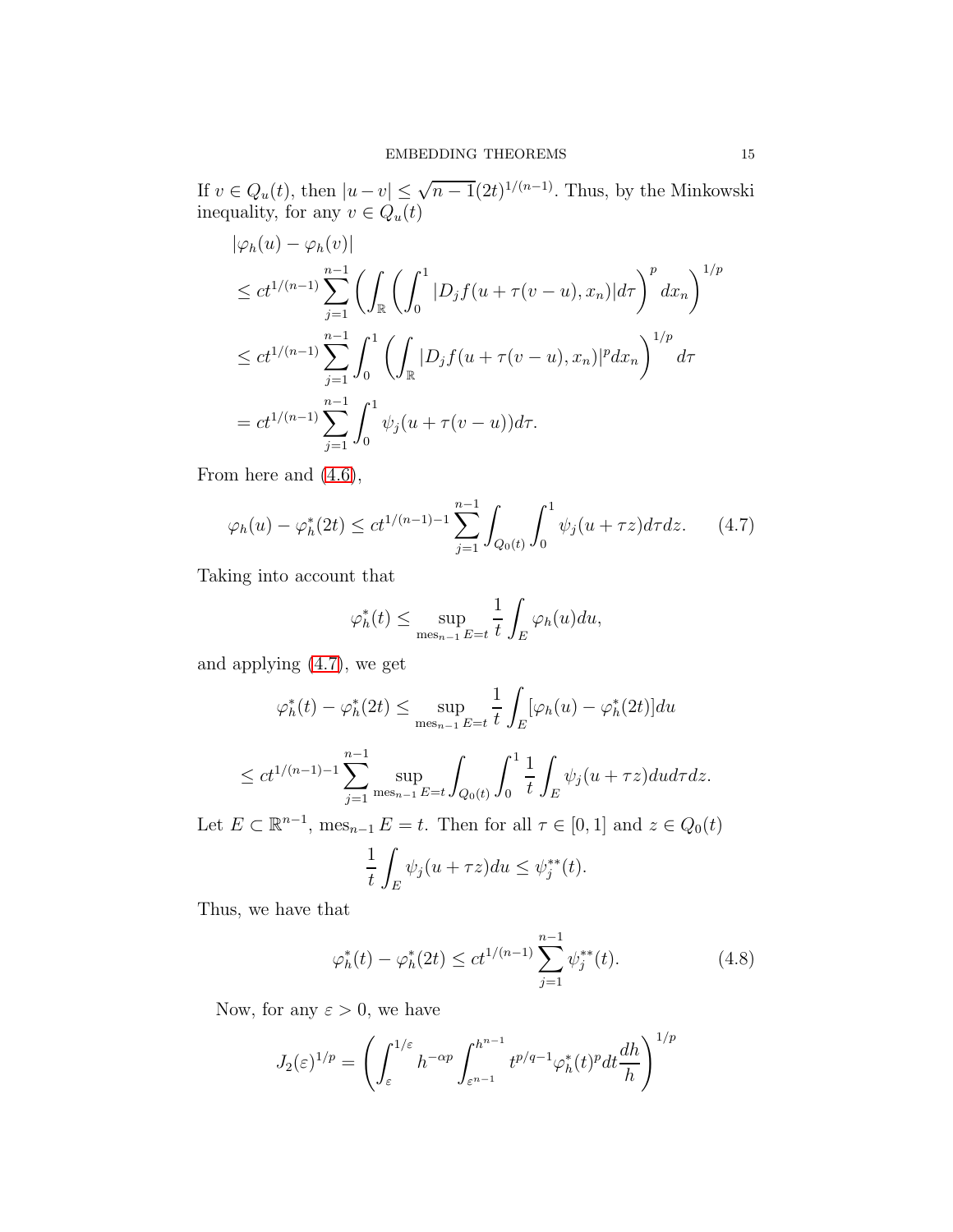If $v \in Q_u(t)$, then $|u-v| \le \sqrt{n-1}(2t)^{1/(n-1)}$. Thus, by the Minkowski inequality, for any $v \in Q_u(t)$

$$
\begin{aligned}
&|\varphi_h(u) - \varphi_h(v)| \\
&\le ct^{1/(n-1)} \sum_{j=1}^{n-1} \left( \int_{\mathbb{R}} \left( \int_0^1 |D_j f(u+\tau(v-u), x_n)| d\tau \right)^p dx_n \right)^{1/p} \\
&\le ct^{1/(n-1)} \sum_{j=1}^{n-1} \int_0^1 \left( \int_{\mathbb{R}} |D_j f(u+\tau(v-u), x_n)|^p dx_n \right)^{1/p} d\tau \\
&= ct^{1/(n-1)} \sum_{j=1}^{n-1} \int_0^1 \psi_j(u+\tau(v-u)) d\tau.
\end{aligned}
$$

From here and (4.6),

$$
\varphi_h(u) - \varphi_h^*(2t) \le ct^{1/(n-1)-1} \sum_{j=1}^{n-1} \int_{Q_0(t)} \int_0^1 \psi_j(u+\tau z) d\tau dz. \tag{4.7}
$$

Taking into account that

$$
\varphi_h^*(t) \le \sup_{\mathrm{mes}_{n-1} E = t} \frac{1}{t} \int_E \varphi_h(u) du,
$$

and applying (4.7), we get

$$
\varphi_h^*(t) - \varphi_h^*(2t) \le \sup_{\mathrm{mes}_{n-1} E = t} \frac{1}{t} \int_E [\varphi_h(u) - \varphi_h^*(2t)] du
$$

$$
\le ct^{1/(n-1)-1} \sum_{j=1}^{n-1} \sup_{\mathrm{mes}_{n-1} E = t} \int_{Q_0(t)} \int_0^1 \frac{1}{t} \int_E \psi_j(u+\tau z) du d\tau dz.
$$

Let $E \subset \mathbb{R}^{n-1}$, $\mathrm{mes}_{n-1} E = t$. Then for all $\tau \in [0,1]$ and $z \in Q_0(t)$

$$
\frac{1}{t} \int_E \psi_j(u+\tau z) du \le \psi_j^{**}(t).
$$

Thus, we have that

$$
\varphi_h^*(t) - \varphi_h^*(2t) \le ct^{1/(n-1)} \sum_{j=1}^{n-1} \psi_j^{**}(t). \tag{4.8}
$$

Now, for any $\varepsilon > 0$, we have

$$
J_2(\varepsilon)^{1/p} = \left( \int_\varepsilon^{1/\varepsilon} h^{-\alpha p} \int_{\varepsilon^{n-1}}^{h^{n-1}} t^{p/q-1} \varphi_h^*(t)^p dt \frac{dh}{h} \right)^{1/p}
$$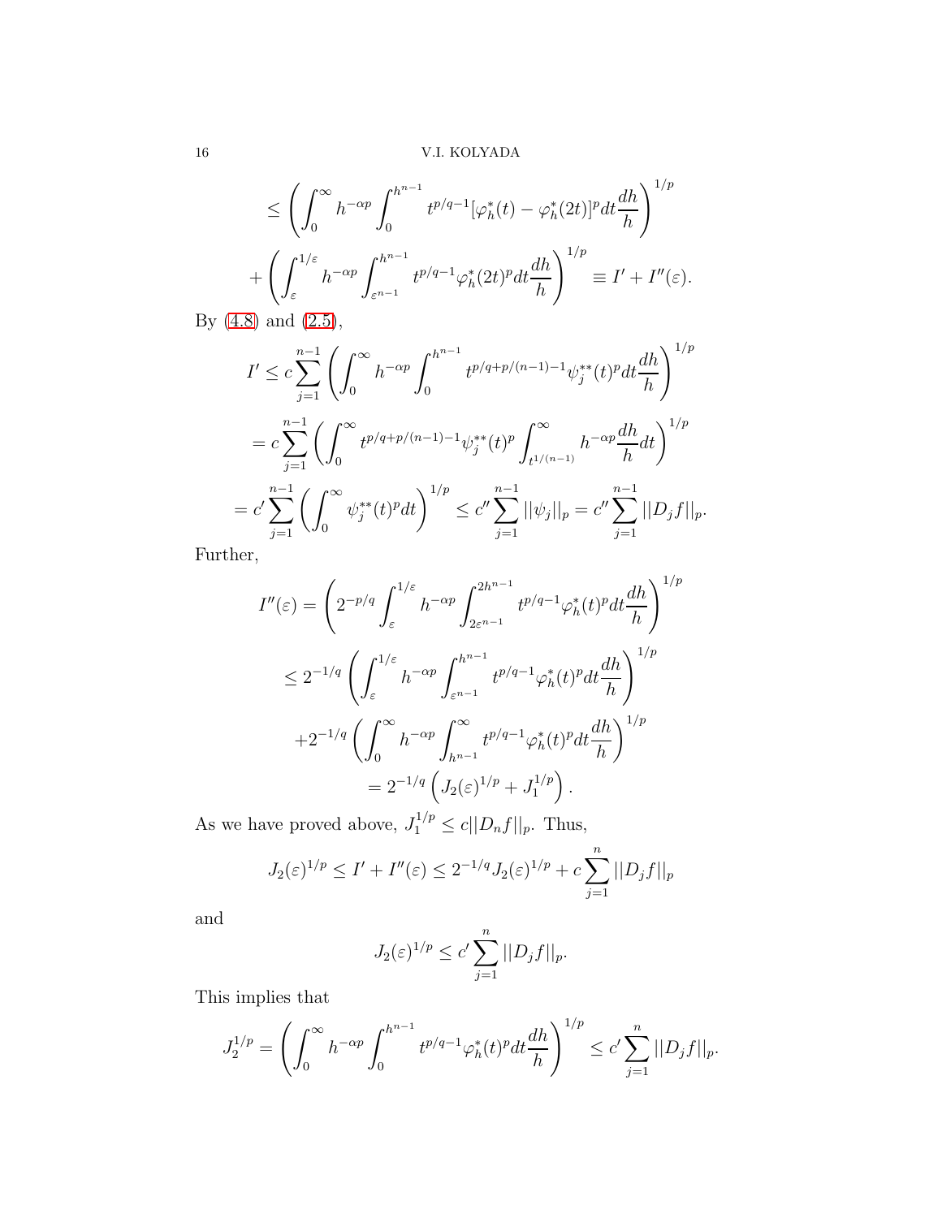$$
\leq \left( \int_0^\infty h^{-\alpha p} \int_0^{h^{n-1}} t^{p/q-1} [\varphi_h^*(t) - \varphi_h^*(2t)]^p dt \frac{dh}{h} \right)^{1/p}
$$

$$
+ \left( \int_\varepsilon^{1/\varepsilon} h^{-\alpha p} \int_{\varepsilon^{n-1}}^{h^{n-1}} t^{p/q-1} \varphi_h^*(2t)^p dt \frac{dh}{h} \right)^{1/p} \equiv I' + I''(\varepsilon).
$$

By (4.8) and (2.5),

$$
I' \leq c \sum_{j=1}^{n-1} \left( \int_0^\infty h^{-\alpha p} \int_0^{h^{n-1}} t^{p/q + p/(n-1) - 1} \psi_j^{**}(t)^p dt \frac{dh}{h} \right)^{1/p}
$$

$$
= c \sum_{j=1}^{n-1} \left( \int_0^\infty t^{p/q + p/(n-1) - 1} \psi_j^{**}(t)^p \int_{t^{1/(n-1)}}^\infty h^{-\alpha p} \frac{dh}{h} dt \right)^{1/p}
$$

$$
= c' \sum_{j=1}^{n-1} \left( \int_0^\infty \psi_j^{**}(t)^p dt \right)^{1/p} \leq c'' \sum_{j=1}^{n-1} ||\psi_j||_p = c'' \sum_{j=1}^{n-1} ||D_j f||_p.
$$

Further,

$$
I''(\varepsilon) = \left( 2^{-p/q} \int_\varepsilon^{1/\varepsilon} h^{-\alpha p} \int_{2\varepsilon^{n-1}}^{2h^{n-1}} t^{p/q-1} \varphi_h^*(t)^p dt \frac{dh}{h} \right)^{1/p}
$$

$$
\leq 2^{-1/q} \left( \int_\varepsilon^{1/\varepsilon} h^{-\alpha p} \int_{\varepsilon^{n-1}}^{h^{n-1}} t^{p/q-1} \varphi_h^*(t)^p dt \frac{dh}{h} \right)^{1/p}
$$

$$
+ 2^{-1/q} \left( \int_0^\infty h^{-\alpha p} \int_{h^{n-1}}^\infty t^{p/q-1} \varphi_h^*(t)^p dt \frac{dh}{h} \right)^{1/p}
$$

$$
= 2^{-1/q} \left( J_2(\varepsilon)^{1/p} + J_1^{1/p} \right).
$$

As we have proved above, $J_1^{1/p} \leq c||D_n f||_p$. Thus,

$$
J_2(\varepsilon)^{1/p} \leq I' + I''(\varepsilon) \leq 2^{-1/q} J_2(\varepsilon)^{1/p} + c \sum_{j=1}^n ||D_j f||_p
$$

and

$$
J_2(\varepsilon)^{1/p} \leq c' \sum_{j=1}^n ||D_j f||_p.
$$

This implies that

$$
J_2^{1/p} = \left( \int_0^\infty h^{-\alpha p} \int_0^{h^{n-1}} t^{p/q-1} \varphi_h^*(t)^p dt \frac{dh}{h} \right)^{1/p} \leq c' \sum_{j=1}^n ||D_j f||_p.
$$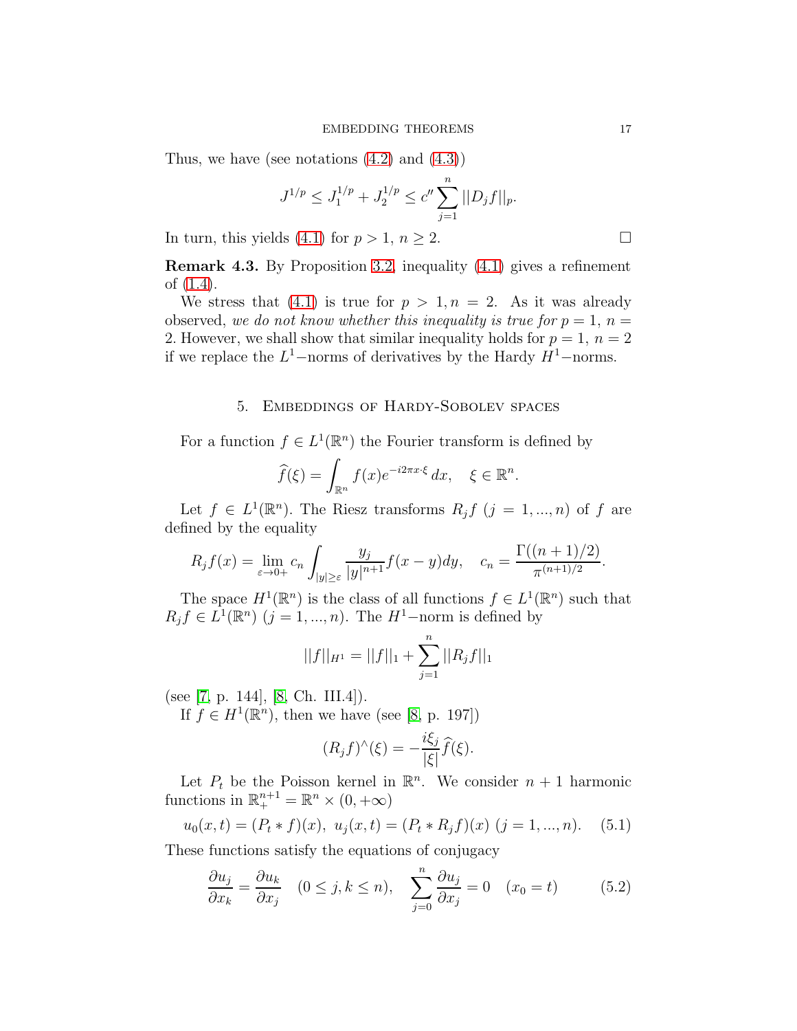Thus, we have (see notations (4.2) and (4.3))

$$J^{1/p} \le J_1^{1/p} + J_2^{1/p} \le c'' \sum_{j=1}^n ||D_j f||_p.$$

In turn, this yields (4.1) for $p > 1$, $n \ge 2$. □

**Remark 4.3.** By Proposition 3.2, inequality (4.1) gives a refinement of (1.4).

We stress that (4.1) is true for $p > 1, n = 2$. As it was already observed, *we do not know whether this inequality is true for* $p = 1$, $n = 2$. However, we shall show that similar inequality holds for $p = 1$, $n = 2$ if we replace the $L^1-$norms of derivatives by the Hardy $H^1-$norms.

## 5. Embeddings of Hardy-Sobolev spaces

For a function $f \in L^1(\mathbb{R}^n)$ the Fourier transform is defined by

$$\widehat{f}(\xi) = \int_{\mathbb{R}^n} f(x) e^{-i2\pi x\cdot\xi}\, dx, \quad \xi \in \mathbb{R}^n.$$

Let $f \in L^1(\mathbb{R}^n)$. The Riesz transforms $R_j f$ $(j = 1, ..., n)$ of $f$ are defined by the equality

$$R_j f(x) = \lim_{\varepsilon\to 0+} c_n \int_{|y|\ge\varepsilon} \frac{y_j}{|y|^{n+1}} f(x-y)dy, \quad c_n = \frac{\Gamma((n+1)/2)}{\pi^{(n+1)/2}}.$$

The space $H^1(\mathbb{R}^n)$ is the class of all functions $f \in L^1(\mathbb{R}^n)$ such that $R_j f \in L^1(\mathbb{R}^n)$ $(j = 1, ..., n)$. The $H^1-$norm is defined by

$$||f||_{H^1} = ||f||_1 + \sum_{j=1}^n ||R_j f||_1$$

(see [7, p. 144], [8, Ch. III.4]).

If $f \in H^1(\mathbb{R}^n)$, then we have (see [8, p. 197])

$$(R_j f)^\wedge(\xi) = -\frac{i\xi_j}{|\xi|}\widehat{f}(\xi).$$

Let $P_t$ be the Poisson kernel in $\mathbb{R}^n$. We consider $n+1$ harmonic functions in $\mathbb{R}^{n+1}_+ = \mathbb{R}^n \times (0, +\infty)$

$$u_0(x,t) = (P_t * f)(x),\ u_j(x,t) = (P_t * R_j f)(x)\ (j = 1, ..., n). \quad (5.1)$$

These functions satisfy the equations of conjugacy

$$\frac{\partial u_j}{\partial x_k} = \frac{\partial u_k}{\partial x_j} \quad (0 \le j, k \le n), \quad \sum_{j=0}^n \frac{\partial u_j}{\partial x_j} = 0 \quad (x_0 = t) \quad (5.2)$$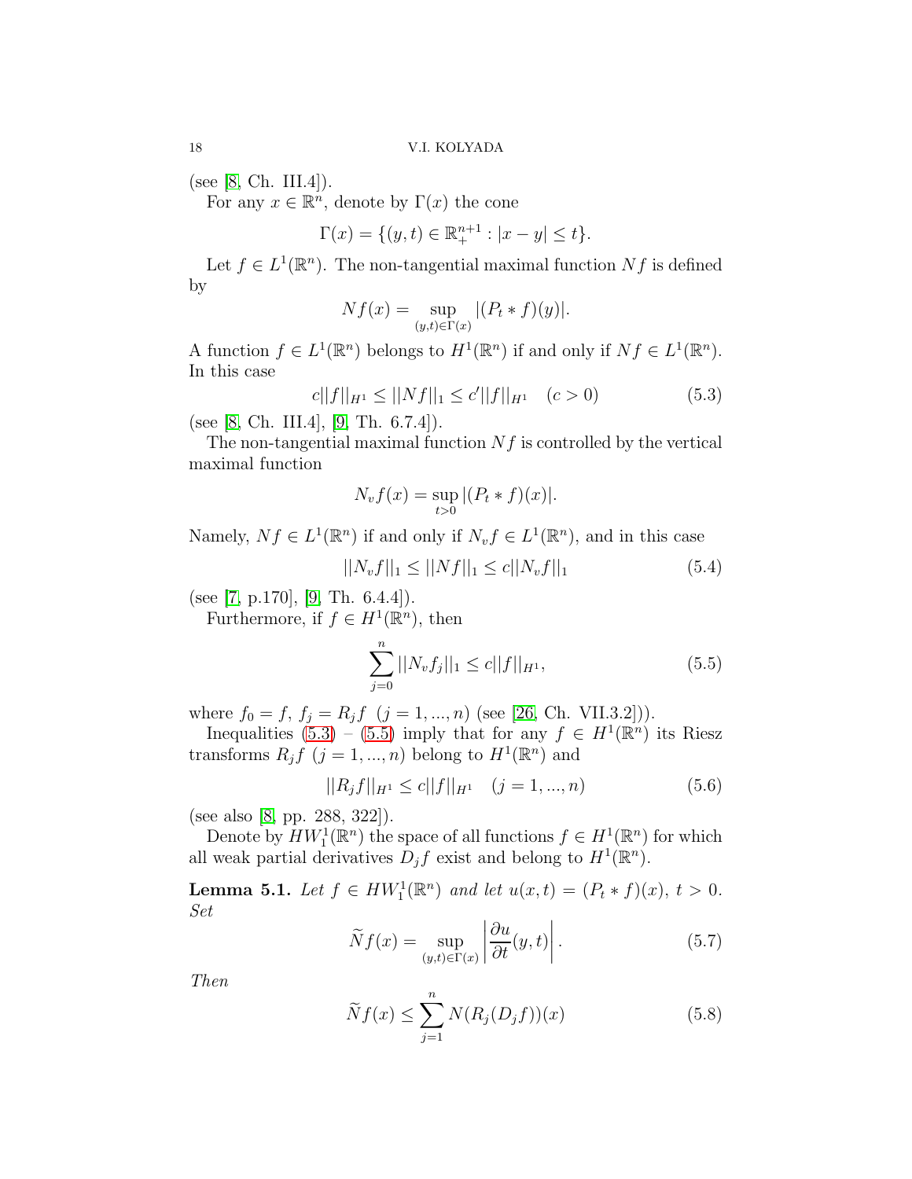(see [8, Ch. III.4]).

For any $x \in \mathbb{R}^n$, denote by $\Gamma(x)$ the cone

$$\Gamma(x) = \{(y,t) \in \mathbb{R}^{n+1}_+ : |x-y| \le t\}.$$

Let $f \in L^1(\mathbb{R}^n)$. The non-tangential maximal function $Nf$ is defined by

$$Nf(x) = \sup_{(y,t)\in\Gamma(x)} |(P_t * f)(y)|.$$

A function $f \in L^1(\mathbb{R}^n)$ belongs to $H^1(\mathbb{R}^n)$ if and only if $Nf \in L^1(\mathbb{R}^n)$. In this case

$$c||f||_{H^1} \le ||Nf||_1 \le c'||f||_{H^1} \quad (c > 0) \tag{5.3}$$

(see [8, Ch. III.4], [9, Th. 6.7.4]).

The non-tangential maximal function $Nf$ is controlled by the vertical maximal function

$$N_v f(x) = \sup_{t>0} |(P_t * f)(x)|.$$

Namely, $Nf \in L^1(\mathbb{R}^n)$ if and only if $N_v f \in L^1(\mathbb{R}^n)$, and in this case

$$||N_v f||_1 \le ||Nf||_1 \le c||N_v f||_1 \tag{5.4}$$

(see [7, p.170], [9, Th. 6.4.4]).

Furthermore, if $f \in H^1(\mathbb{R}^n)$, then

$$\sum_{j=0}^{n} ||N_v f_j||_1 \le c||f||_{H^1}, \tag{5.5}$$

where $f_0 = f,\ f_j = R_j f\ \ (j = 1, ..., n)$ (see [26, Ch. VII.3.2])).

Inequalities (5.3) – (5.5) imply that for any $f \in H^1(\mathbb{R}^n)$ its Riesz transforms $R_j f\ (j = 1, ..., n)$ belong to $H^1(\mathbb{R}^n)$ and

$$||R_j f||_{H^1} \le c||f||_{H^1} \quad (j = 1, ..., n) \tag{5.6}$$

(see also [8, pp. 288, 322]).

Denote by $HW_1^1(\mathbb{R}^n)$ the space of all functions $f \in H^1(\mathbb{R}^n)$ for which all weak partial derivatives $D_j f$ exist and belong to $H^1(\mathbb{R}^n)$.

**Lemma 5.1.** *Let $f \in HW_1^1(\mathbb{R}^n)$ and let $u(x,t) = (P_t * f)(x)$, $t > 0$. Set*

$$\widetilde{N} f(x) = \sup_{(y,t)\in\Gamma(x)} \left| \frac{\partial u}{\partial t}(y,t) \right|. \tag{5.7}$$

*Then*

$$\widetilde{N} f(x) \le \sum_{j=1}^{n} N(R_j(D_j f))(x) \tag{5.8}$$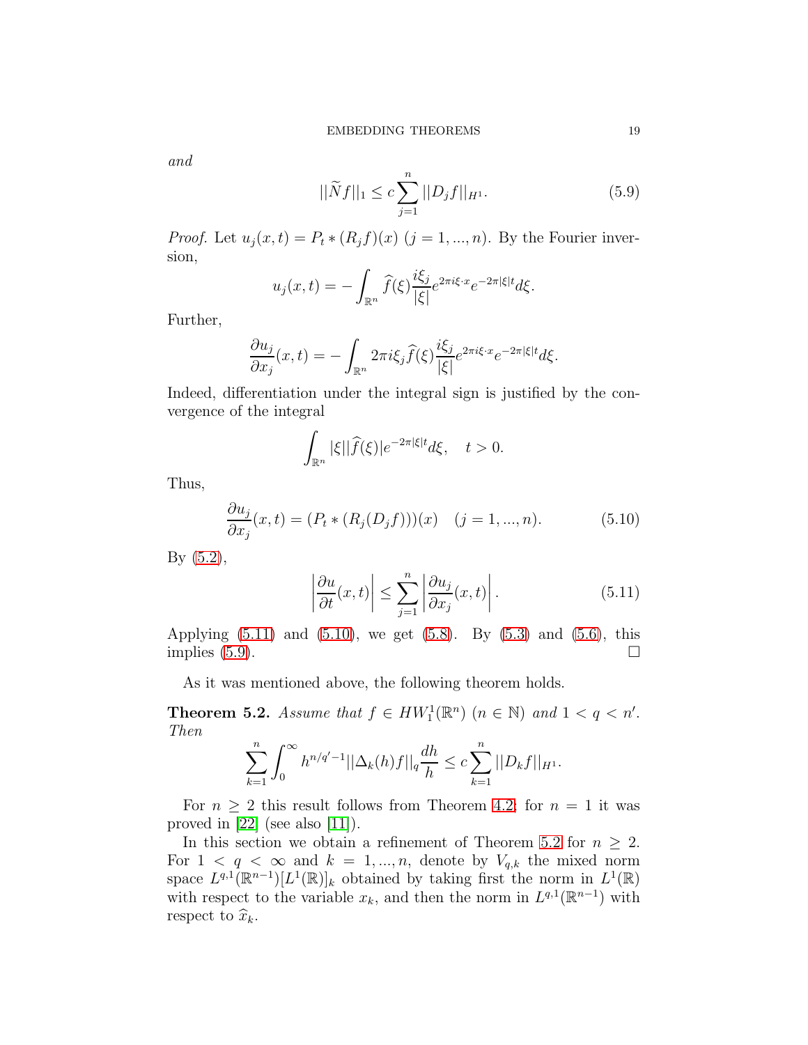*and*

$$||\widetilde{N}f||_1 \le c\sum_{j=1}^{n} ||D_j f||_{H^1}. \tag{5.9}$$

*Proof.* Let $u_j(x,t) = P_t * (R_j f)(x)$ $(j = 1, ..., n)$. By the Fourier inversion,

$$u_j(x,t) = -\int_{\mathbb{R}^n} \widehat{f}(\xi)\frac{i\xi_j}{|\xi|}e^{2\pi i\xi\cdot x}e^{-2\pi|\xi|t}d\xi.$$

Further,

$$\frac{\partial u_j}{\partial x_j}(x,t) = -\int_{\mathbb{R}^n} 2\pi i\xi_j \widehat{f}(\xi)\frac{i\xi_j}{|\xi|}e^{2\pi i\xi\cdot x}e^{-2\pi|\xi|t}d\xi.$$

Indeed, differentiation under the integral sign is justified by the convergence of the integral

$$\int_{\mathbb{R}^n} |\xi||\widehat{f}(\xi)|e^{-2\pi|\xi|t}d\xi, \quad t > 0.$$

Thus,

$$\frac{\partial u_j}{\partial x_j}(x,t) = (P_t * (R_j(D_j f)))(x) \quad (j = 1, ..., n). \tag{5.10}$$

By (5.2),

$$\left|\frac{\partial u}{\partial t}(x,t)\right| \le \sum_{j=1}^{n}\left|\frac{\partial u_j}{\partial x_j}(x,t)\right|. \tag{5.11}$$

Applying (5.11) and (5.10), we get (5.8). By (5.3) and (5.6), this implies (5.9). □

As it was mentioned above, the following theorem holds.

**Theorem 5.2.** *Assume that $f \in HW_1^1(\mathbb{R}^n)$ $(n \in \mathbb{N})$ and $1 < q < n'$. Then*

$$\sum_{k=1}^{n}\int_0^\infty h^{n/q'-1}||\Delta_k(h)f||_q\frac{dh}{h} \le c\sum_{k=1}^{n}||D_k f||_{H^1}.$$

For $n \ge 2$ this result follows from Theorem 4.2; for $n = 1$ it was proved in [22] (see also [11]).

In this section we obtain a refinement of Theorem 5.2 for $n \ge 2$. For $1 < q < \infty$ and $k = 1, ..., n$, denote by $V_{q,k}$ the mixed norm space $L^{q,1}(\mathbb{R}^{n-1})[L^1(\mathbb{R})]_k$ obtained by taking first the norm in $L^1(\mathbb{R})$ with respect to the variable $x_k$, and then the norm in $L^{q,1}(\mathbb{R}^{n-1})$ with respect to $\widehat{x}_k$.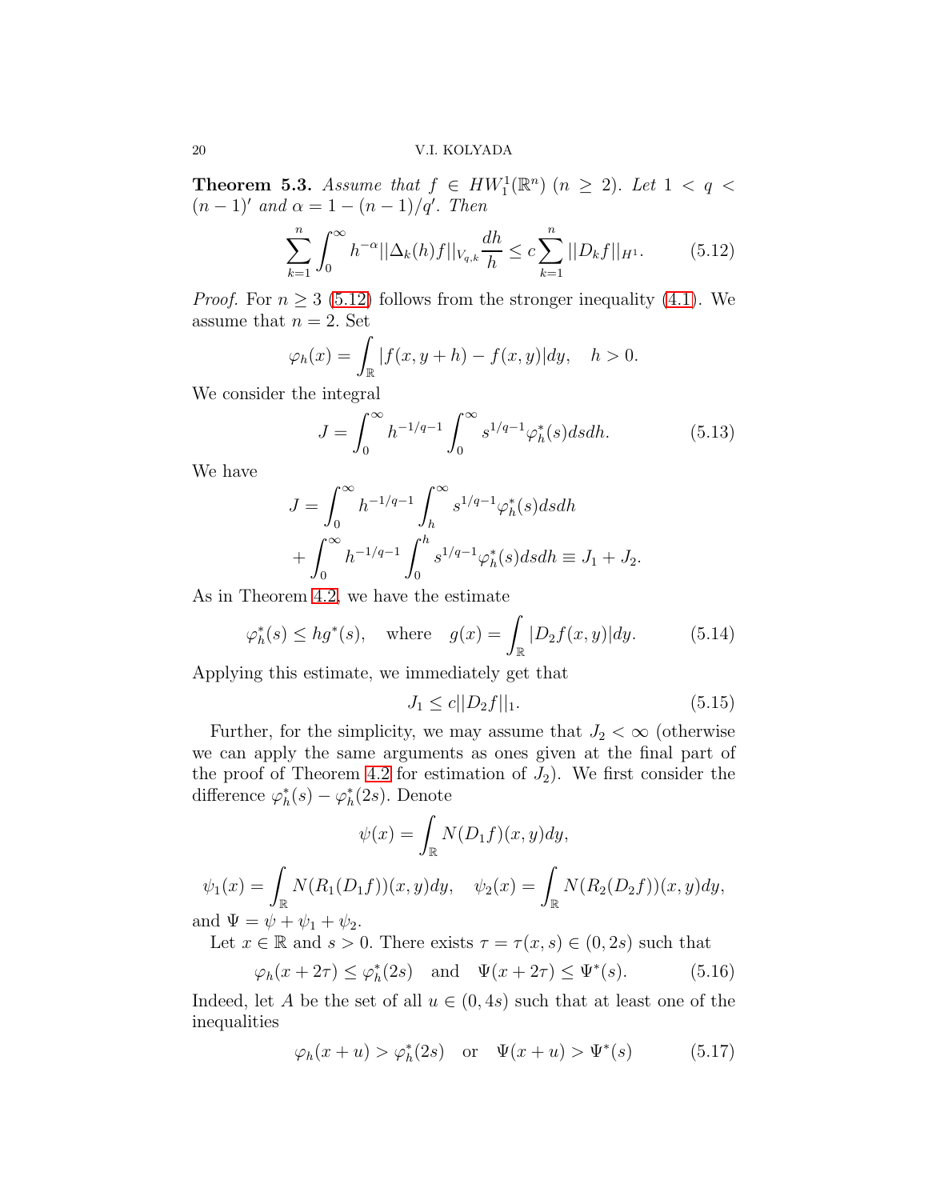**Theorem 5.3.** *Assume that $f \in HW_1^1(\mathbb{R}^n)$ $(n \geq 2)$. Let $1 < q < (n-1)'$ and $\alpha = 1 - (n-1)/q'$. Then*

$$\sum_{k=1}^{n} \int_0^\infty h^{-\alpha} ||\Delta_k(h)f||_{V_{q,k}} \frac{dh}{h} \leq c \sum_{k=1}^{n} ||D_k f||_{H^1}. \tag{5.12}$$

*Proof.* For $n \geq 3$ (5.12) follows from the stronger inequality (4.1). We assume that $n = 2$. Set

$$\varphi_h(x) = \int_{\mathbb{R}} |f(x, y+h) - f(x,y)| dy, \quad h > 0.$$

We consider the integral

$$J = \int_0^\infty h^{-1/q-1} \int_0^\infty s^{1/q-1} \varphi_h^*(s) ds dh. \tag{5.13}$$

We have

$$J = \int_0^\infty h^{-1/q-1} \int_h^\infty s^{1/q-1} \varphi_h^*(s) ds dh$$
$$+ \int_0^\infty h^{-1/q-1} \int_0^h s^{1/q-1} \varphi_h^*(s) ds dh \equiv J_1 + J_2.$$

As in Theorem 4.2, we have the estimate

$$\varphi_h^*(s) \leq h g^*(s), \quad \text{where} \quad g(x) = \int_{\mathbb{R}} |D_2 f(x,y)| dy. \tag{5.14}$$

Applying this estimate, we immediately get that

$$J_1 \leq c ||D_2 f||_1. \tag{5.15}$$

Further, for the simplicity, we may assume that $J_2 < \infty$ (otherwise we can apply the same arguments as ones given at the final part of the proof of Theorem 4.2 for estimation of $J_2$). We first consider the difference $\varphi_h^*(s) - \varphi_h^*(2s)$. Denote

$$\psi(x) = \int_{\mathbb{R}} N(D_1 f)(x,y) dy,$$

$$\psi_1(x) = \int_{\mathbb{R}} N(R_1(D_1 f))(x,y) dy, \quad \psi_2(x) = \int_{\mathbb{R}} N(R_2(D_2 f))(x,y) dy,$$

and $\Psi = \psi + \psi_1 + \psi_2$.

Let $x \in \mathbb{R}$ and $s > 0$. There exists $\tau = \tau(x,s) \in (0, 2s)$ such that

$$\varphi_h(x + 2\tau) \leq \varphi_h^*(2s) \quad \text{and} \quad \Psi(x + 2\tau) \leq \Psi^*(s). \tag{5.16}$$

Indeed, let $A$ be the set of all $u \in (0, 4s)$ such that at least one of the inequalities

$$\varphi_h(x + u) > \varphi_h^*(2s) \quad \text{or} \quad \Psi(x+u) > \Psi^*(s) \tag{5.17}$$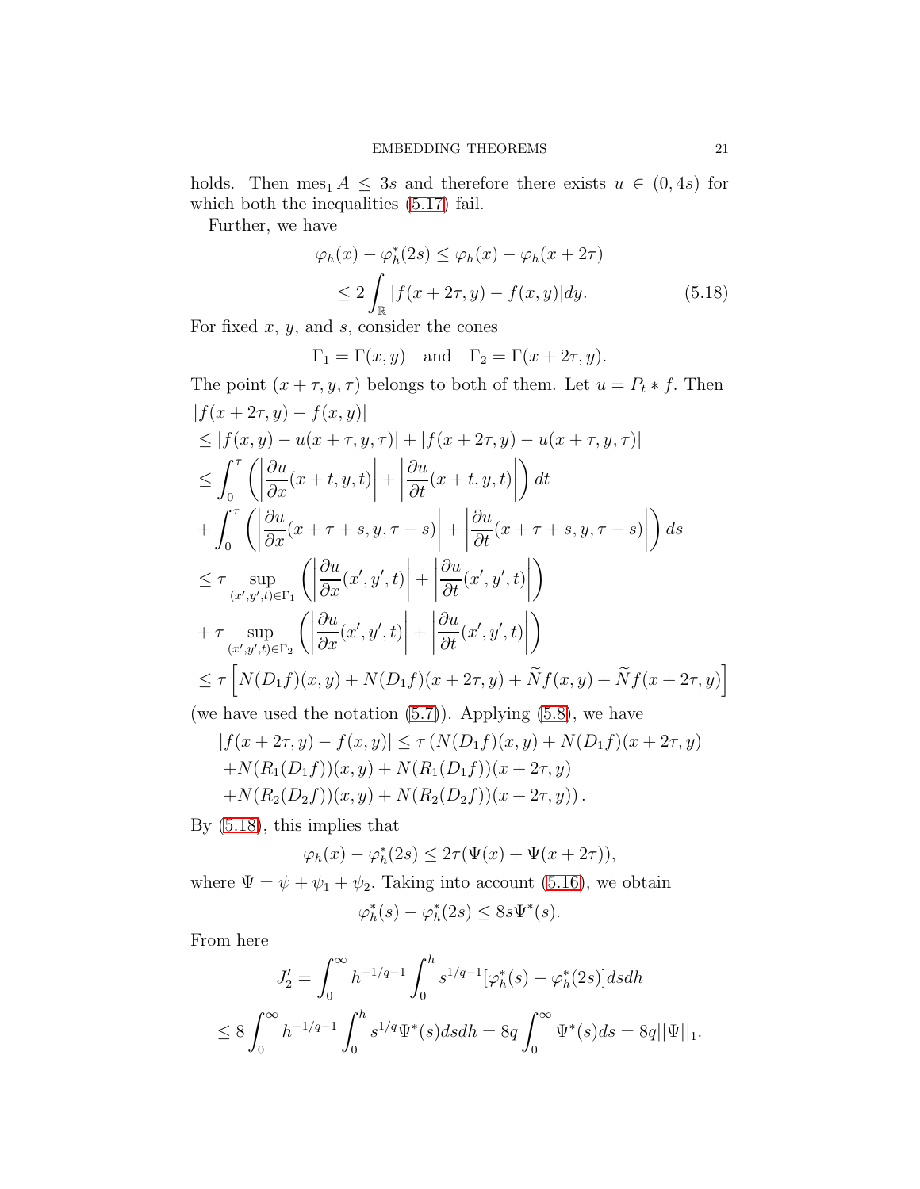holds. Then $\operatorname{mes}_1 A \leq 3s$ and therefore there exists $u \in (0, 4s)$ for which both the inequalities (5.17) fail.

Further, we have

$$
\begin{aligned}
\varphi_h(x) - \varphi_h^*(2s) &\leq \varphi_h(x) - \varphi_h(x + 2\tau) \\
&\leq 2 \int_{\mathbb{R}} |f(x + 2\tau, y) - f(x, y)| dy. \qquad (5.18)
\end{aligned}
$$

For fixed $x$, $y$, and $s$, consider the cones

$$
\Gamma_1 = \Gamma(x, y) \quad \text{and} \quad \Gamma_2 = \Gamma(x + 2\tau, y).
$$

The point $(x + \tau, y, \tau)$ belongs to both of them. Let $u = P_t * f$. Then

$$
\begin{aligned}
&|f(x + 2\tau, y) - f(x, y)| \\
&\leq |f(x, y) - u(x + \tau, y, \tau)| + |f(x + 2\tau, y) - u(x + \tau, y, \tau)| \\
&\leq \int_0^\tau \left( \left| \frac{\partial u}{\partial x}(x + t, y, t) \right| + \left| \frac{\partial u}{\partial t}(x + t, y, t) \right| \right) dt \\
&+ \int_0^\tau \left( \left| \frac{\partial u}{\partial x}(x + \tau + s, y, \tau - s) \right| + \left| \frac{\partial u}{\partial t}(x + \tau + s, y, \tau - s) \right| \right) ds \\
&\leq \tau \sup_{(x', y', t) \in \Gamma_1} \left( \left| \frac{\partial u}{\partial x}(x', y', t) \right| + \left| \frac{\partial u}{\partial t}(x', y', t) \right| \right) \\
&+ \tau \sup_{(x', y', t) \in \Gamma_2} \left( \left| \frac{\partial u}{\partial x}(x', y', t) \right| + \left| \frac{\partial u}{\partial t}(x', y', t) \right| \right) \\
&\leq \tau \left[ N(D_1 f)(x, y) + N(D_1 f)(x + 2\tau, y) + \widetilde{N} f(x, y) + \widetilde{N} f(x + 2\tau, y) \right]
\end{aligned}
$$

(we have used the notation (5.7)). Applying (5.8), we have

$$
\begin{aligned}
|f(x + 2\tau, y) - f(x, y)| &\leq \tau \left( N(D_1 f)(x, y) + N(D_1 f)(x + 2\tau, y) \right. \\
&+ N(R_1(D_1 f))(x, y) + N(R_1(D_1 f))(x + 2\tau, y) \\
&\left. + N(R_2(D_2 f))(x, y) + N(R_2(D_2 f))(x + 2\tau, y) \right).
\end{aligned}
$$

By (5.18), this implies that

$$
\varphi_h(x) - \varphi_h^*(2s) \leq 2\tau(\Psi(x) + \Psi(x + 2\tau)),
$$

where $\Psi = \psi + \psi_1 + \psi_2$. Taking into account (5.16), we obtain

$$
\varphi_h^*(s) - \varphi_h^*(2s) \leq 8s\Psi^*(s).
$$

From here

$$
J_2' = \int_0^\infty h^{-1/q-1} \int_0^h s^{1/q-1} [\varphi_h^*(s) - \varphi_h^*(2s)] ds dh
$$

$$
\leq 8 \int_0^\infty h^{-1/q-1} \int_0^h s^{1/q} \Psi^*(s) ds dh = 8q \int_0^\infty \Psi^*(s) ds = 8q ||\Psi||_1.
$$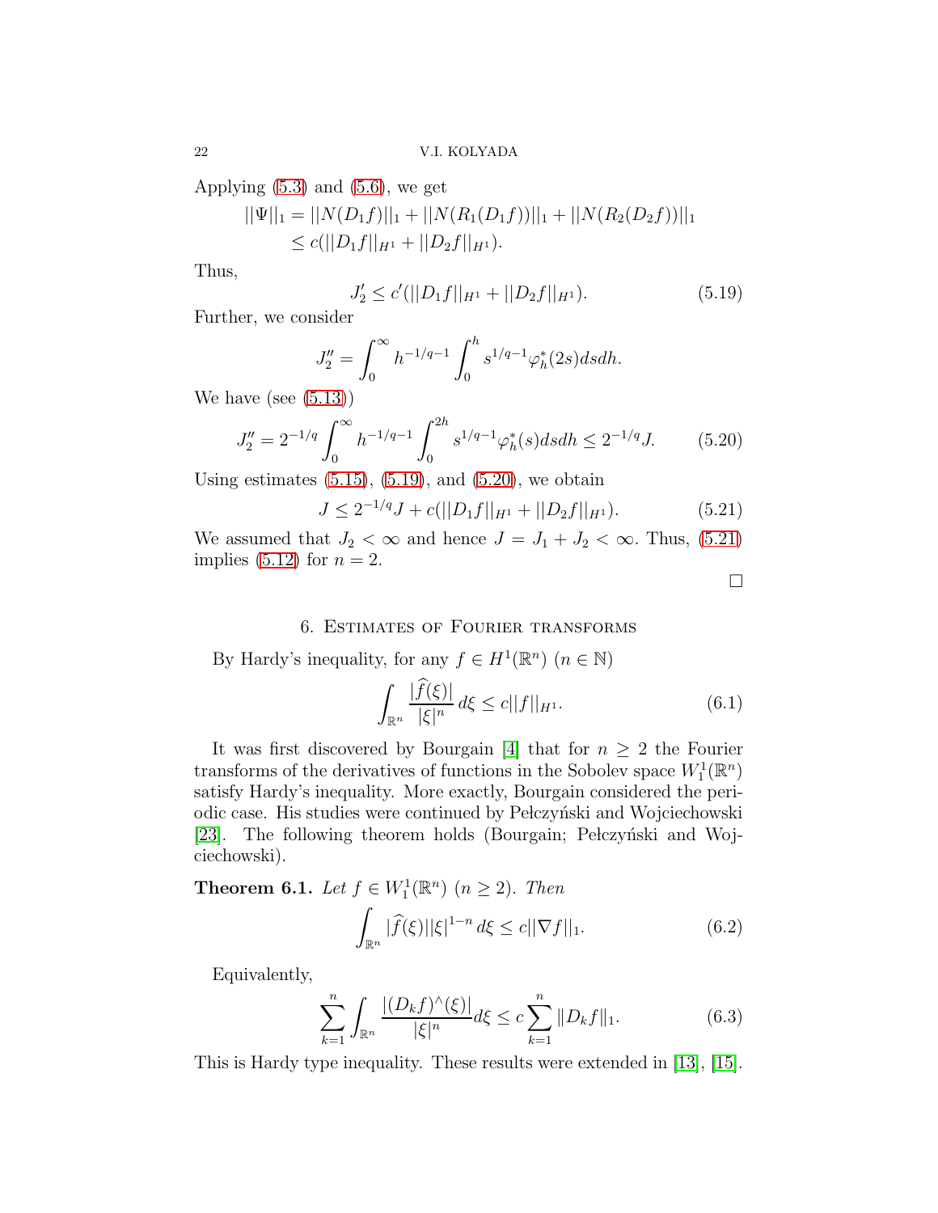Applying (5.3) and (5.6), we get

$$
\begin{aligned}
||\Psi||_1 &= ||N(D_1 f)||_1 + ||N(R_1(D_1 f))||_1 + ||N(R_2(D_2 f))||_1 \\
&\le c(||D_1 f||_{H^1} + ||D_2 f||_{H^1}).
\end{aligned}
$$

Thus,

$$
J_2' \le c'(||D_1 f||_{H^1} + ||D_2 f||_{H^1}). \tag{5.19}
$$

Further, we consider

$$
J_2'' = \int_0^\infty h^{-1/q-1} \int_0^h s^{1/q-1} \varphi_h^*(2s) ds dh.
$$

We have (see (5.13))

$$
J_2'' = 2^{-1/q} \int_0^\infty h^{-1/q-1} \int_0^{2h} s^{1/q-1} \varphi_h^*(s) ds dh \le 2^{-1/q} J. \tag{5.20}
$$

Using estimates (5.15), (5.19), and (5.20), we obtain

$$
J \le 2^{-1/q} J + c(||D_1 f||_{H^1} + ||D_2 f||_{H^1}). \tag{5.21}
$$

We assumed that $J_2 < \infty$ and hence $J = J_1 + J_2 < \infty$. Thus, (5.21) implies (5.12) for $n = 2$.

□

## 6. Estimates of Fourier transforms

By Hardy's inequality, for any $f \in H^1(\mathbb{R}^n)$ $(n \in \mathbb{N})$

$$
\int_{\mathbb{R}^n} \frac{|\widehat{f}(\xi)|}{|\xi|^n} \, d\xi \le c||f||_{H^1}. \tag{6.1}
$$

It was first discovered by Bourgain [4] that for $n \ge 2$ the Fourier transforms of the derivatives of functions in the Sobolev space $W_1^1(\mathbb{R}^n)$ satisfy Hardy's inequality. More exactly, Bourgain considered the periodic case. His studies were continued by Pełczyński and Wojciechowski [23]. The following theorem holds (Bourgain; Pełczyński and Wojciechowski).

**Theorem 6.1.** *Let $f \in W_1^1(\mathbb{R}^n)$ $(n \ge 2)$. Then*

$$
\int_{\mathbb{R}^n} |\widehat{f}(\xi)| |\xi|^{1-n} \, d\xi \le c||\nabla f||_1. \tag{6.2}
$$

Equivalently,

$$
\sum_{k=1}^n \int_{\mathbb{R}^n} \frac{|(D_k f)^\wedge(\xi)|}{|\xi|^n} d\xi \le c \sum_{k=1}^n \|D_k f\|_1. \tag{6.3}
$$

This is Hardy type inequality. These results were extended in [13], [15].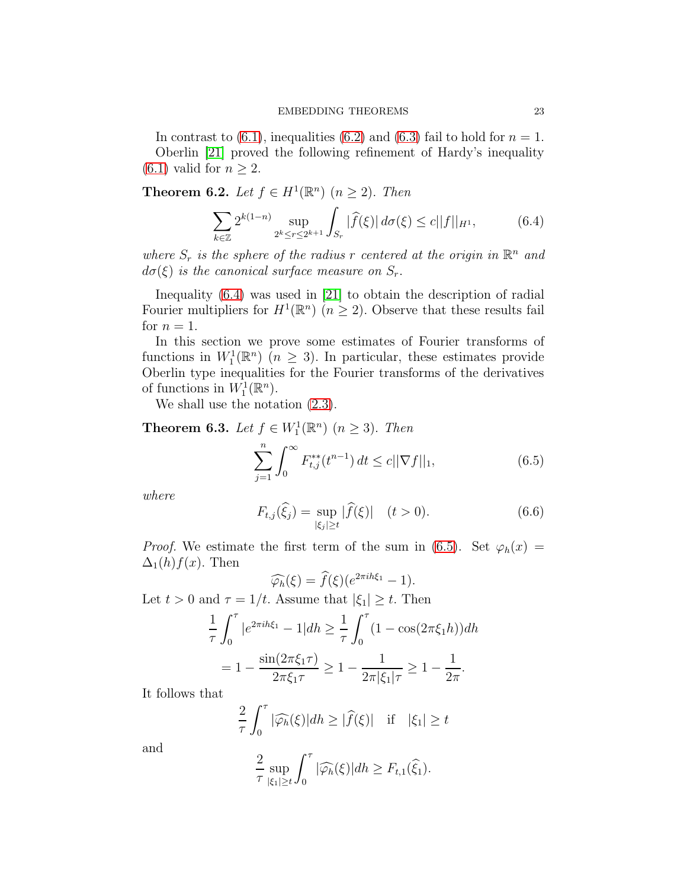In contrast to (6.1), inequalities (6.2) and (6.3) fail to hold for $n = 1$.

Oberlin [21] proved the following refinement of Hardy's inequality (6.1) valid for $n \geq 2$.

**Theorem 6.2.** *Let $f \in H^1(\mathbb{R}^n)$ $(n \geq 2)$. Then*

$$\sum_{k \in \mathbb{Z}} 2^{k(1-n)} \sup_{2^k \leq r \leq 2^{k+1}} \int_{S_r} |\widehat{f}(\xi)|\, d\sigma(\xi) \leq c||f||_{H^1}, \tag{6.4}$$

*where $S_r$ is the sphere of the radius $r$ centered at the origin in $\mathbb{R}^n$ and $d\sigma(\xi)$ is the canonical surface measure on $S_r$.*

Inequality (6.4) was used in [21] to obtain the description of radial Fourier multipliers for $H^1(\mathbb{R}^n)$ $(n \geq 2)$. Observe that these results fail for $n = 1$.

In this section we prove some estimates of Fourier transforms of functions in $W_1^1(\mathbb{R}^n)$ $(n \geq 3)$. In particular, these estimates provide Oberlin type inequalities for the Fourier transforms of the derivatives of functions in $W_1^1(\mathbb{R}^n)$.

We shall use the notation (2.3).

**Theorem 6.3.** *Let $f \in W_1^1(\mathbb{R}^n)$ $(n \geq 3)$. Then*

$$\sum_{j=1}^{n} \int_0^\infty F_{t,j}^{**}(t^{n-1})\, dt \leq c||\nabla f||_1, \tag{6.5}$$

*where*

$$F_{t,j}(\widehat{\xi}_j) = \sup_{|\xi_j| \geq t} |\widehat{f}(\xi)| \quad (t > 0). \tag{6.6}$$

*Proof.* We estimate the first term of the sum in (6.5). Set $\varphi_h(x) = \Delta_1(h)f(x)$. Then

$$\widehat{\varphi_h}(\xi) = \widehat{f}(\xi)(e^{2\pi i h \xi_1} - 1).$$

Let $t > 0$ and $\tau = 1/t$. Assume that $|\xi_1| \geq t$. Then

$$\frac{1}{\tau}\int_0^\tau |e^{2\pi i h \xi_1} - 1| dh \geq \frac{1}{\tau}\int_0^\tau (1 - \cos(2\pi \xi_1 h)) dh$$
$$= 1 - \frac{\sin(2\pi \xi_1 \tau)}{2\pi \xi_1 \tau} \geq 1 - \frac{1}{2\pi |\xi_1| \tau} \geq 1 - \frac{1}{2\pi}.$$

It follows that

$$\frac{2}{\tau}\int_0^\tau |\widehat{\varphi_h}(\xi)| dh \geq |\widehat{f}(\xi)| \quad \text{if} \quad |\xi_1| \geq t$$

and

$$\frac{2}{\tau}\sup_{|\xi_1| \geq t}\int_0^\tau |\widehat{\varphi_h}(\xi)| dh \geq F_{t,1}(\widehat{\xi}_1).$$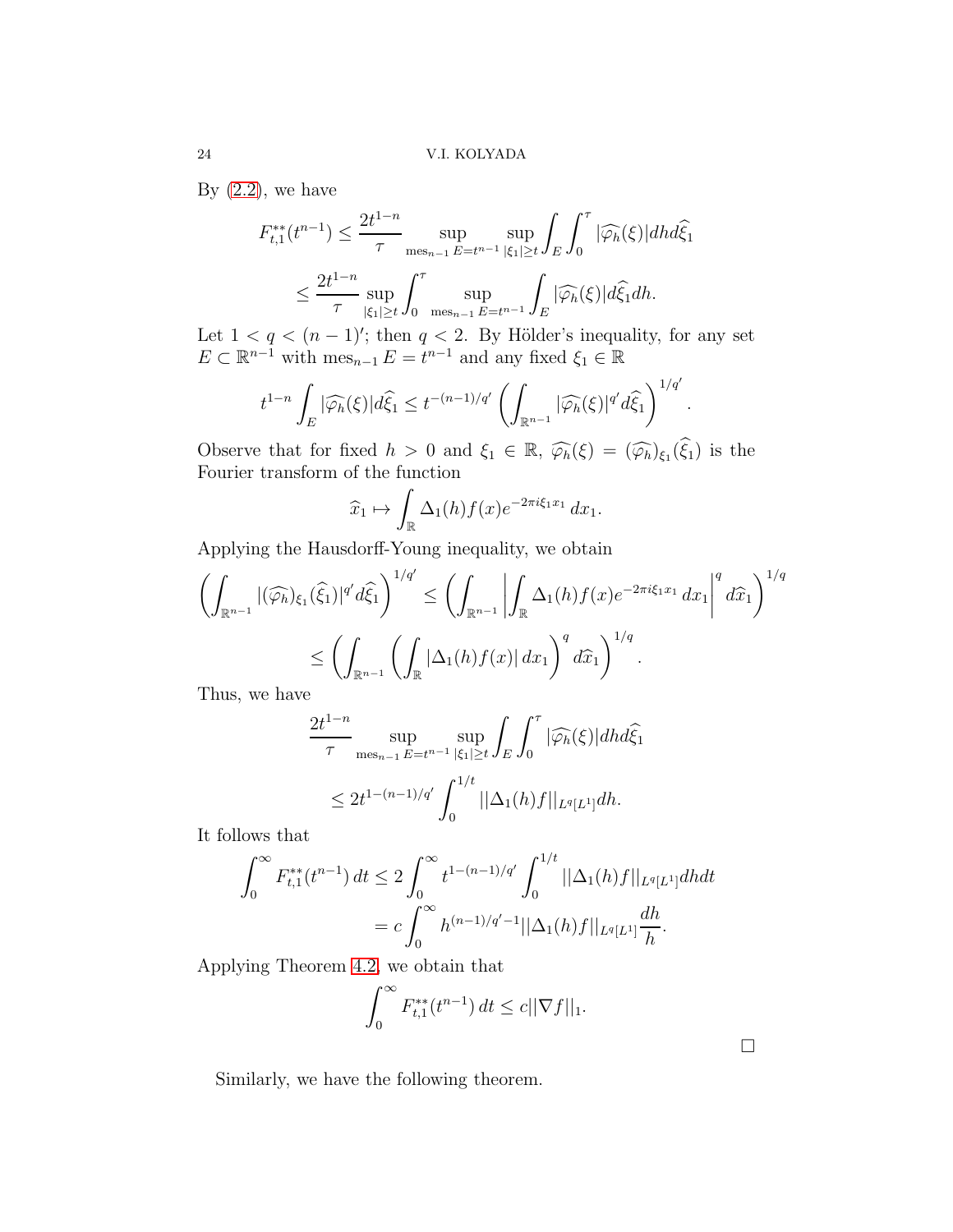By (2.2), we have

$$
\begin{aligned}
F_{t,1}^{**}(t^{n-1}) &\le \frac{2t^{1-n}}{\tau} \sup_{\mathrm{mes}_{n-1} E = t^{n-1}} \sup_{|\xi_1| \ge t} \int_E \int_0^\tau |\widehat{\varphi_h}(\xi)| dh d\widehat{\xi}_1 \\
&\le \frac{2t^{1-n}}{\tau} \sup_{|\xi_1| \ge t} \int_0^\tau \sup_{\mathrm{mes}_{n-1} E = t^{n-1}} \int_E |\widehat{\varphi_h}(\xi)| d\widehat{\xi}_1 dh.
\end{aligned}
$$

Let $1 < q < (n-1)'$; then $q < 2$. By Hölder's inequality, for any set $E \subset \mathbb{R}^{n-1}$ with $\mathrm{mes}_{n-1} E = t^{n-1}$ and any fixed $\xi_1 \in \mathbb{R}$

$$
t^{1-n} \int_E |\widehat{\varphi_h}(\xi)| d\widehat{\xi}_1 \le t^{-(n-1)/q'} \left( \int_{\mathbb{R}^{n-1}} |\widehat{\varphi_h}(\xi)|^{q'} d\widehat{\xi}_1 \right)^{1/q'}.
$$

Observe that for fixed $h > 0$ and $\xi_1 \in \mathbb{R}$, $\widehat{\varphi_h}(\xi) = (\widehat{\varphi_h})_{\xi_1}(\widehat{\xi}_1)$ is the Fourier transform of the function

$$
\widehat{x}_1 \mapsto \int_{\mathbb{R}} \Delta_1(h) f(x) e^{-2\pi i \xi_1 x_1}\, dx_1.
$$

Applying the Hausdorff-Young inequality, we obtain

$$
\begin{aligned}
\left( \int_{\mathbb{R}^{n-1}} |(\widehat{\varphi_h})_{\xi_1}(\widehat{\xi}_1)|^{q'} d\widehat{\xi}_1 \right)^{1/q'} &\le \left( \int_{\mathbb{R}^{n-1}} \left| \int_{\mathbb{R}} \Delta_1(h) f(x) e^{-2\pi i \xi_1 x_1}\, dx_1 \right|^q d\widehat{x}_1 \right)^{1/q} \\
&\le \left( \int_{\mathbb{R}^{n-1}} \left( \int_{\mathbb{R}} |\Delta_1(h) f(x)|\, dx_1 \right)^q d\widehat{x}_1 \right)^{1/q}.
\end{aligned}
$$

Thus, we have

$$
\begin{aligned}
&\frac{2t^{1-n}}{\tau} \sup_{\mathrm{mes}_{n-1} E = t^{n-1}} \sup_{|\xi_1| \ge t} \int_E \int_0^\tau |\widehat{\varphi_h}(\xi)| dh d\widehat{\xi}_1 \\
&\le 2t^{1-(n-1)/q'} \int_0^{1/t} ||\Delta_1(h) f||_{L^q[L^1]} dh.
\end{aligned}
$$

It follows that

$$
\begin{aligned}
\int_0^\infty F_{t,1}^{**}(t^{n-1})\, dt &\le 2 \int_0^\infty t^{1-(n-1)/q'} \int_0^{1/t} ||\Delta_1(h) f||_{L^q[L^1]} dh dt \\
&= c \int_0^\infty h^{(n-1)/q'-1} ||\Delta_1(h) f||_{L^q[L^1]} \frac{dh}{h}.
\end{aligned}
$$

Applying Theorem 4.2, we obtain that

$$
\int_0^\infty F_{t,1}^{**}(t^{n-1})\, dt \le c||\nabla f||_1.
$$

□

Similarly, we have the following theorem.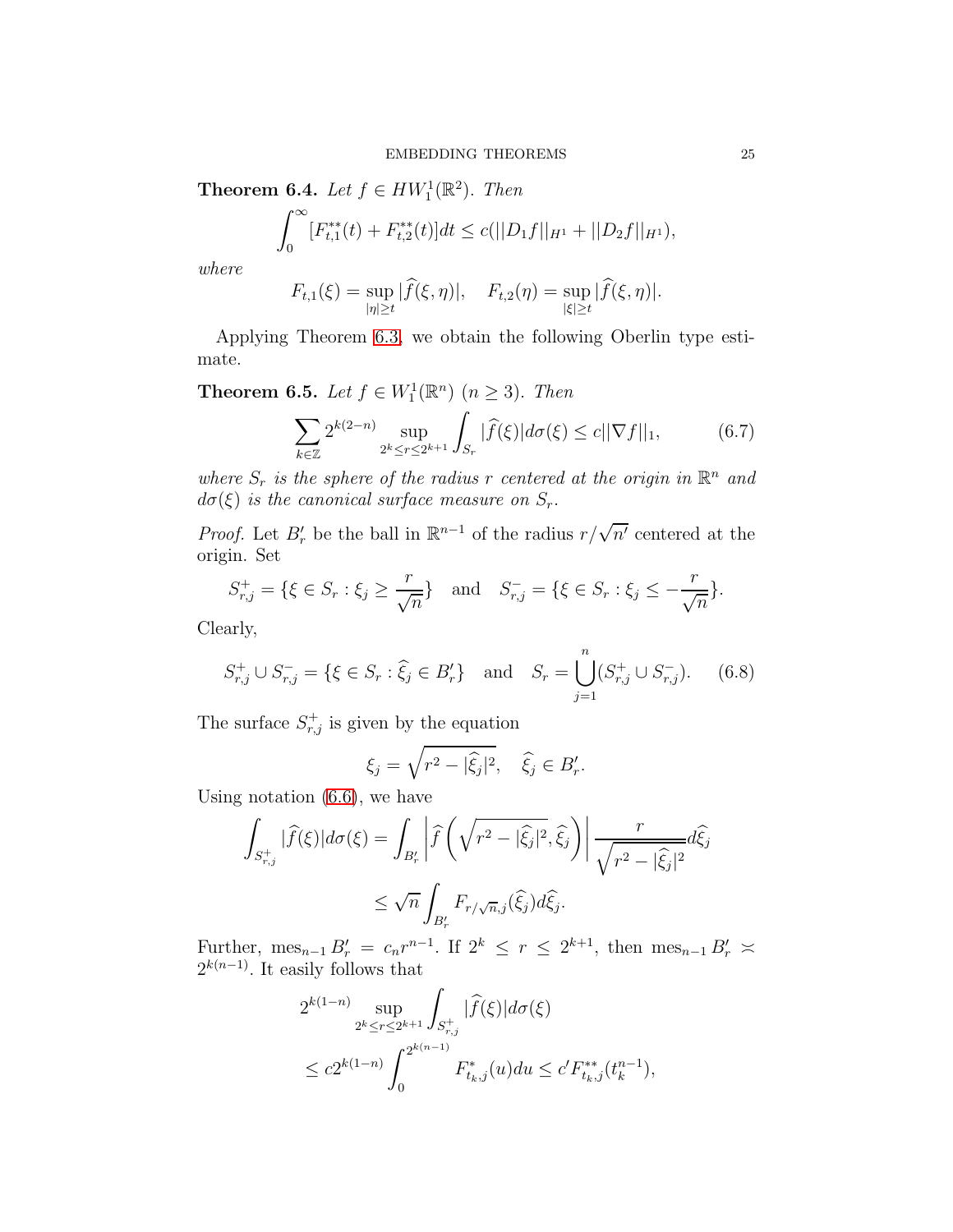**Theorem 6.4.** *Let $f \in HW_1^1(\mathbb{R}^2)$. Then*

$$\int_0^\infty [F_{t,1}^{**}(t) + F_{t,2}^{**}(t)]dt \le c(||D_1 f||_{H^1} + ||D_2 f||_{H^1}),$$

*where*

$$F_{t,1}(\xi) = \sup_{|\eta|\ge t} |\widehat{f}(\xi,\eta)|, \quad F_{t,2}(\eta) = \sup_{|\xi|\ge t} |\widehat{f}(\xi,\eta)|.$$

Applying Theorem 6.3, we obtain the following Oberlin type estimate.

**Theorem 6.5.** *Let $f \in W_1^1(\mathbb{R}^n)$ $(n \ge 3)$. Then*

$$\sum_{k\in\mathbb{Z}} 2^{k(2-n)} \sup_{2^k \le r \le 2^{k+1}} \int_{S_r} |\widehat{f}(\xi)| d\sigma(\xi) \le c||\nabla f||_1, \tag{6.7}$$

*where $S_r$ is the sphere of the radius $r$ centered at the origin in $\mathbb{R}^n$ and $d\sigma(\xi)$ is the canonical surface measure on $S_r$.*

*Proof.* Let $B_r'$ be the ball in $\mathbb{R}^{n-1}$ of the radius $r/\sqrt{n'}$ centered at the origin. Set

$$S_{r,j}^+ = \{\xi \in S_r : \xi_j \ge \frac{r}{\sqrt{n}}\} \quad \text{and} \quad S_{r,j}^- = \{\xi \in S_r : \xi_j \le -\frac{r}{\sqrt{n}}\}.$$

Clearly,

$$S_{r,j}^+ \cup S_{r,j}^- = \{\xi \in S_r : \widehat{\xi}_j \in B_r'\} \quad \text{and} \quad S_r = \bigcup_{j=1}^n (S_{r,j}^+ \cup S_{r,j}^-). \tag{6.8}$$

The surface $S_{r,j}^+$ is given by the equation

$$\xi_j = \sqrt{r^2 - |\widehat{\xi}_j|^2}, \quad \widehat{\xi}_j \in B_r'.$$

Using notation (6.6), we have

$$\begin{aligned}
\int_{S_{r,j}^+} |\widehat{f}(\xi)| d\sigma(\xi) &= \int_{B_r'} \left| \widehat{f}\left(\sqrt{r^2 - |\widehat{\xi}_j|^2}, \widehat{\xi}_j\right) \right| \frac{r}{\sqrt{r^2 - |\widehat{\xi}_j|^2}} d\widehat{\xi}_j \\
&\le \sqrt{n} \int_{B_r'} F_{r/\sqrt{n},j}(\widehat{\xi}_j) d\widehat{\xi}_j.
\end{aligned}$$

Further, $\operatorname{mes}_{n-1} B_r' = c_n r^{n-1}$. If $2^k \le r \le 2^{k+1}$, then $\operatorname{mes}_{n-1} B_r' \asymp 2^{k(n-1)}$. It easily follows that

$$\begin{aligned}
&2^{k(1-n)} \sup_{2^k \le r \le 2^{k+1}} \int_{S_{r,j}^+} |\widehat{f}(\xi)| d\sigma(\xi) \\
&\le c 2^{k(1-n)} \int_0^{2^{k(n-1)}} F_{t_k,j}^*(u) du \le c' F_{t_k,j}^{**}(t_k^{n-1}),
\end{aligned}$$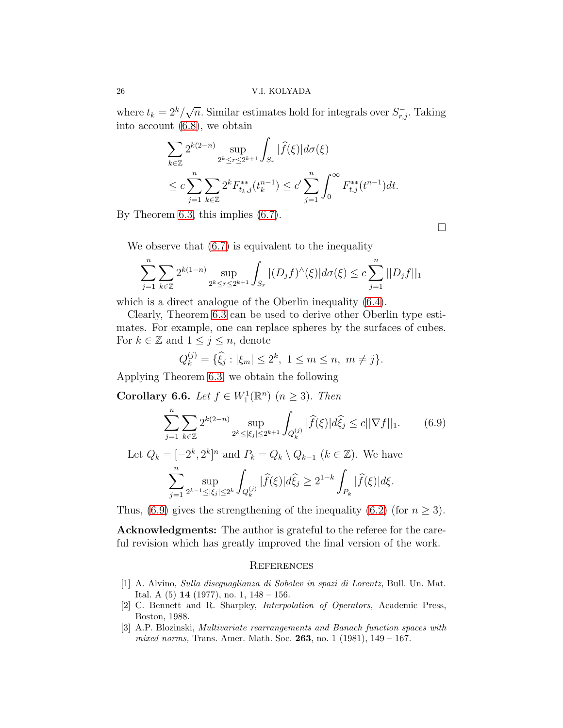where $t_k = 2^k/\sqrt{n}$. Similar estimates hold for integrals over $S^-_{r,j}$. Taking into account (6.8), we obtain

$$\sum_{k\in\mathbb{Z}} 2^{k(2-n)} \sup_{2^k\le r\le 2^{k+1}} \int_{S_r} |\widehat{f}(\xi)| d\sigma(\xi)$$
$$\le c\sum_{j=1}^n \sum_{k\in\mathbb{Z}} 2^k F^{**}_{t_k,j}(t_k^{n-1}) \le c' \sum_{j=1}^n \int_0^\infty F^{**}_{t,j}(t^{n-1})dt.$$

By Theorem 6.3, this implies (6.7).

$\square$

We observe that (6.7) is equivalent to the inequality

$$\sum_{j=1}^n \sum_{k\in\mathbb{Z}} 2^{k(1-n)} \sup_{2^k\le r\le 2^{k+1}} \int_{S_r} |(D_j f)^\wedge(\xi)| d\sigma(\xi) \le c\sum_{j=1}^n ||D_j f||_1$$

which is a direct analogue of the Oberlin inequality (6.4).

Clearly, Theorem 6.3 can be used to derive other Oberlin type estimates. For example, one can replace spheres by the surfaces of cubes. For $k\in\mathbb{Z}$ and $1\le j\le n$, denote

$$Q_k^{(j)} = \{\widehat{\xi}_j : |\xi_m| \le 2^k,\ 1\le m\le n,\ m\ne j\}.$$

Applying Theorem 6.3, we obtain the following

**Corollary 6.6.** *Let $f\in W_1^1(\mathbb{R}^n)$ $(n\ge 3)$. Then*

$$\sum_{j=1}^n \sum_{k\in\mathbb{Z}} 2^{k(2-n)} \sup_{2^k\le|\xi_j|\le 2^{k+1}} \int_{Q_k^{(j)}} |\widehat{f}(\xi)| d\widehat{\xi}_j \le c||\nabla f||_1. \qquad (6.9)$$

Let $Q_k = [-2^k, 2^k]^n$ and $P_k = Q_k\setminus Q_{k-1}$ $(k\in\mathbb{Z})$. We have

$$\sum_{j=1}^n \sup_{2^{k-1}\le|\xi_j|\le 2^k} \int_{Q_k^{(j)}} |\widehat{f}(\xi)| d\widehat{\xi}_j \ge 2^{1-k}\int_{P_k} |\widehat{f}(\xi)| d\xi.$$

Thus, (6.9) gives the strengthening of the inequality (6.2) (for $n\ge 3$).

**Acknowledgments:** The author is grateful to the referee for the careful revision which has greatly improved the final version of the work.

## References

[1] A. Alvino, *Sulla diseguaglianza di Sobolev in spazi di Lorentz,* Bull. Un. Mat. Ital. A (5) **14** (1977), no. 1, 148 – 156.

[2] C. Bennett and R. Sharpley, *Interpolation of Operators,* Academic Press, Boston, 1988.

[3] A.P. Blozinski, *Multivariate rearrangements and Banach function spaces with mixed norms,* Trans. Amer. Math. Soc. **263**, no. 1 (1981), 149 – 167.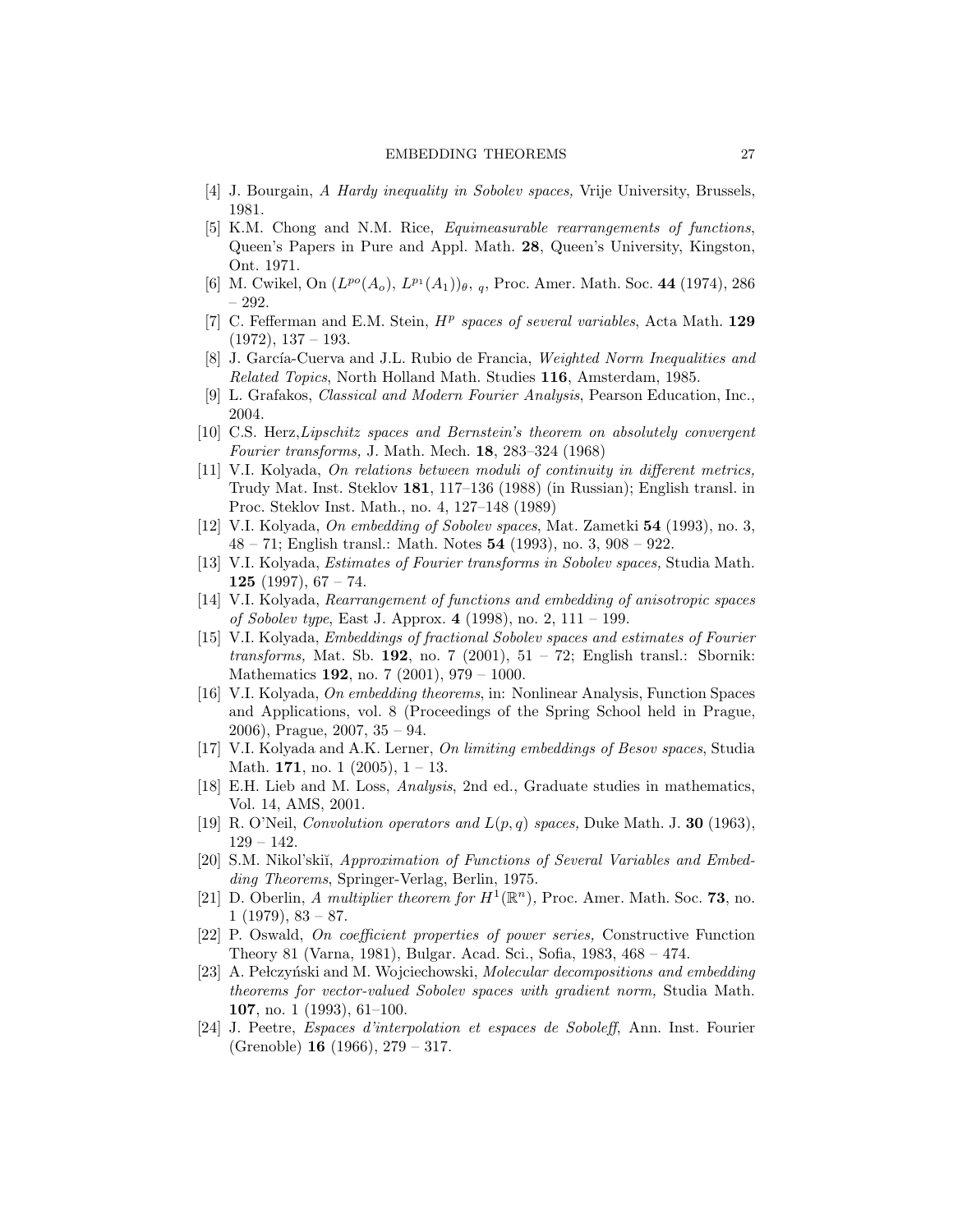[4] J. Bourgain, *A Hardy inequality in Sobolev spaces,* Vrije University, Brussels, 1981.

[5] K.M. Chong and N.M. Rice, *Equimeasurable rearrangements of functions*, Queen's Papers in Pure and Appl. Math. **28**, Queen's University, Kingston, Ont. 1971.

[6] M. Cwikel, On $(L^{po}(A_o),\, L^{p_1}(A_1))_{\theta,\, q}$, Proc. Amer. Math. Soc. **44** (1974), 286 – 292.

[7] C. Fefferman and E.M. Stein, *$H^p$ spaces of several variables*, Acta Math. **129** (1972), 137 – 193.

[8] J. García-Cuerva and J.L. Rubio de Francia, *Weighted Norm Inequalities and Related Topics*, North Holland Math. Studies **116**, Amsterdam, 1985.

[9] L. Grafakos, *Classical and Modern Fourier Analysis*, Pearson Education, Inc., 2004.

[10] C.S. Herz,*Lipschitz spaces and Bernstein's theorem on absolutely convergent Fourier transforms,* J. Math. Mech. **18**, 283–324 (1968)

[11] V.I. Kolyada, *On relations between moduli of continuity in different metrics,* Trudy Mat. Inst. Steklov **181**, 117–136 (1988) (in Russian); English transl. in Proc. Steklov Inst. Math., no. 4, 127–148 (1989)

[12] V.I. Kolyada, *On embedding of Sobolev spaces*, Mat. Zametki **54** (1993), no. 3, 48 – 71; English transl.: Math. Notes **54** (1993), no. 3, 908 – 922.

[13] V.I. Kolyada, *Estimates of Fourier transforms in Sobolev spaces,* Studia Math. **125** (1997), 67 – 74.

[14] V.I. Kolyada, *Rearrangement of functions and embedding of anisotropic spaces of Sobolev type*, East J. Approx. **4** (1998), no. 2, 111 – 199.

[15] V.I. Kolyada, *Embeddings of fractional Sobolev spaces and estimates of Fourier transforms,* Mat. Sb. **192**, no. 7 (2001), 51 – 72; English transl.: Sbornik: Mathematics **192**, no. 7 (2001), 979 – 1000.

[16] V.I. Kolyada, *On embedding theorems*, in: Nonlinear Analysis, Function Spaces and Applications, vol. 8 (Proceedings of the Spring School held in Prague, 2006), Prague, 2007, 35 – 94.

[17] V.I. Kolyada and A.K. Lerner, *On limiting embeddings of Besov spaces*, Studia Math. **171**, no. 1 (2005), 1 – 13.

[18] E.H. Lieb and M. Loss, *Analysis*, 2nd ed., Graduate studies in mathematics, Vol. 14, AMS, 2001.

[19] R. O'Neil, *Convolution operators and $L(p, q)$ spaces,* Duke Math. J. **30** (1963), 129 – 142.

[20] S.M. Nikol'skiĭ, *Approximation of Functions of Several Variables and Embedding Theorems*, Springer-Verlag, Berlin, 1975.

[21] D. Oberlin, *A multiplier theorem for $H^1(\mathbb{R}^n)$,* Proc. Amer. Math. Soc. **73**, no. 1 (1979), 83 – 87.

[22] P. Oswald, *On coefficient properties of power series,* Constructive Function Theory 81 (Varna, 1981), Bulgar. Acad. Sci., Sofia, 1983, 468 – 474.

[23] A. Pełczyński and M. Wojciechowski, *Molecular decompositions and embedding theorems for vector-valued Sobolev spaces with gradient norm,* Studia Math. **107**, no. 1 (1993), 61–100.

[24] J. Peetre, *Espaces d'interpolation et espaces de Soboleff*, Ann. Inst. Fourier (Grenoble) **16** (1966), 279 – 317.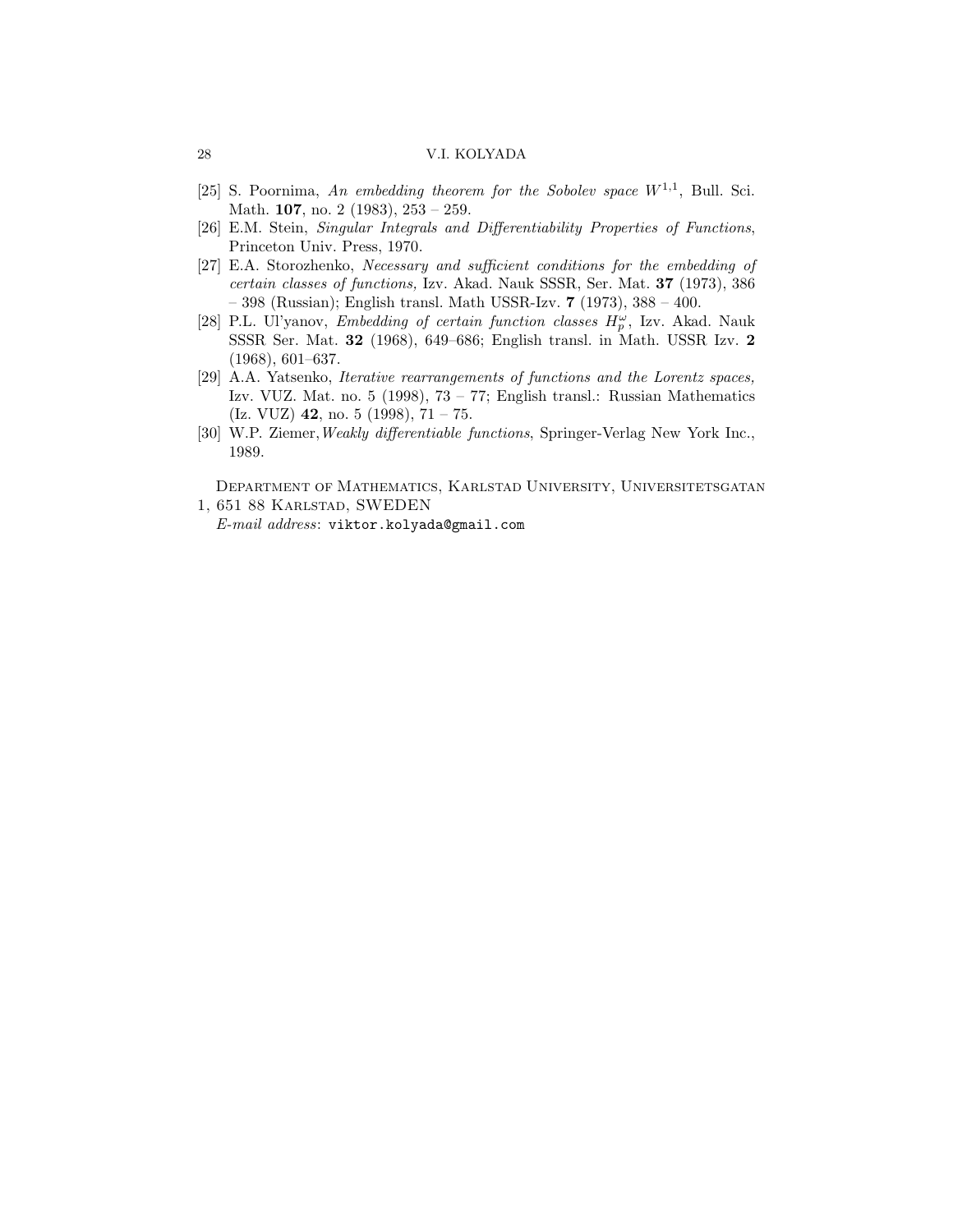[25] S. Poornima, *An embedding theorem for the Sobolev space $W^{1,1}$*, Bull. Sci. Math. **107**, no. 2 (1983), 253 – 259.

[26] E.M. Stein, *Singular Integrals and Differentiability Properties of Functions*, Princeton Univ. Press, 1970.

[27] E.A. Storozhenko, *Necessary and sufficient conditions for the embedding of certain classes of functions,* Izv. Akad. Nauk SSSR, Ser. Mat. **37** (1973), 386 – 398 (Russian); English transl. Math USSR-Izv. **7** (1973), 388 – 400.

[28] P.L. Ul'yanov, *Embedding of certain function classes $H_p^\omega$*, Izv. Akad. Nauk SSSR Ser. Mat. **32** (1968), 649–686; English transl. in Math. USSR Izv. **2** (1968), 601–637.

[29] A.A. Yatsenko, *Iterative rearrangements of functions and the Lorentz spaces,* Izv. VUZ. Mat. no. 5 (1998), 73 – 77; English transl.: Russian Mathematics (Iz. VUZ) **42**, no. 5 (1998), 71 – 75.

[30] W.P. Ziemer, *Weakly differentiable functions*, Springer-Verlag New York Inc., 1989.

Department of Mathematics, Karlstad University, Universitetsgatan 1, 651 88 Karlstad, SWEDEN

*E-mail address*: viktor.kolyada@gmail.com